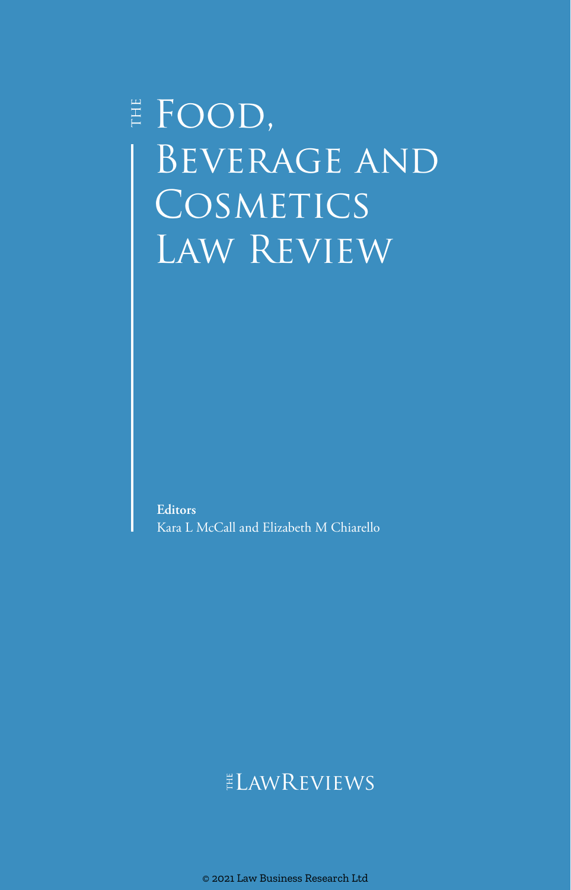# The Food, Beverage and Cosmetics Law Review

**Editors**

Kara L McCall and Elizabeth M Chiarello

The Law Reviews

© 2021 Law Business Research Ltd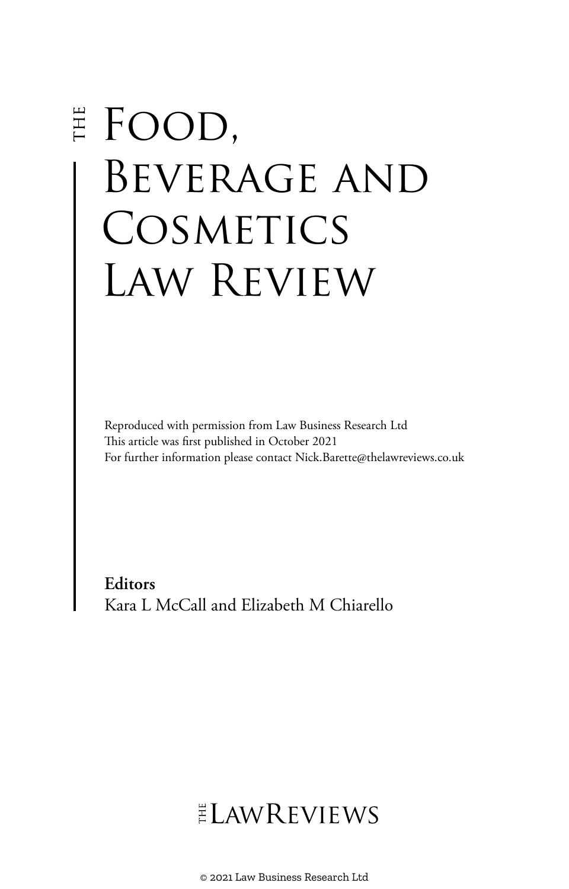# The Food, Beverage and Cosmetics Law Review

Reproduced with permission from Law Business Research Ltd
This article was first published in October 2021
For further information please contact Nick.Barette@thelawreviews.co.uk

**Editors**
Kara L McCall and Elizabeth M Chiarello

The LawReviews

© 2021 Law Business Research Ltd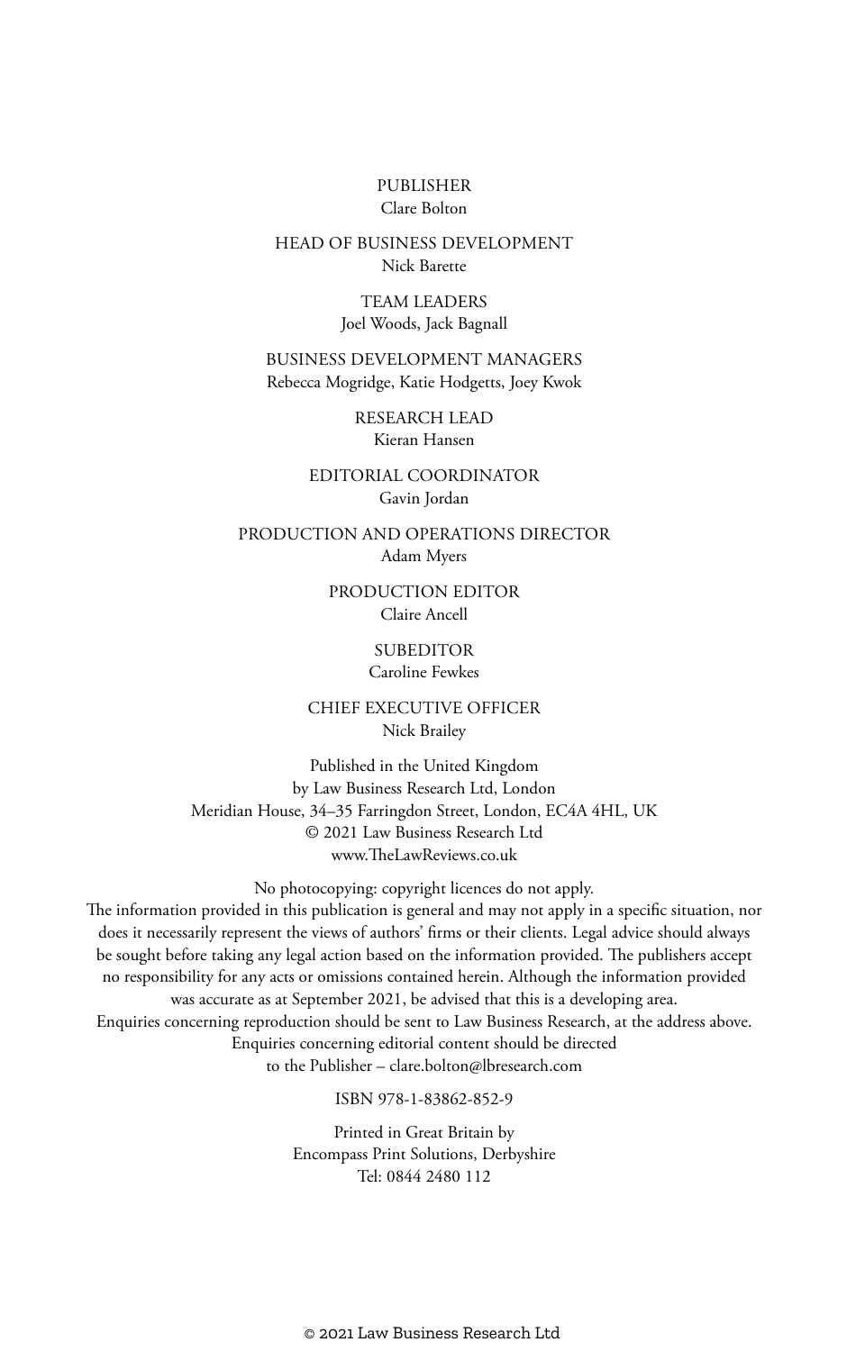PUBLISHER
Clare Bolton

HEAD OF BUSINESS DEVELOPMENT
Nick Barette

TEAM LEADERS
Joel Woods, Jack Bagnall

BUSINESS DEVELOPMENT MANAGERS
Rebecca Mogridge, Katie Hodgetts, Joey Kwok

RESEARCH LEAD
Kieran Hansen

EDITORIAL COORDINATOR
Gavin Jordan

PRODUCTION AND OPERATIONS DIRECTOR
Adam Myers

PRODUCTION EDITOR
Claire Ancell

SUBEDITOR
Caroline Fewkes

CHIEF EXECUTIVE OFFICER
Nick Brailey

Published in the United Kingdom
by Law Business Research Ltd, London
Meridian House, 34–35 Farringdon Street, London, EC4A 4HL, UK
© 2021 Law Business Research Ltd
www.TheLawReviews.co.uk

No photocopying: copyright licences do not apply.
The information provided in this publication is general and may not apply in a specific situation, nor does it necessarily represent the views of authors' firms or their clients. Legal advice should always be sought before taking any legal action based on the information provided. The publishers accept no responsibility for any acts or omissions contained herein. Although the information provided was accurate as at September 2021, be advised that this is a developing area.
Enquiries concerning reproduction should be sent to Law Business Research, at the address above.
Enquiries concerning editorial content should be directed
to the Publisher – clare.bolton@lbresearch.com

ISBN 978-1-83862-852-9

Printed in Great Britain by
Encompass Print Solutions, Derbyshire
Tel: 0844 2480 112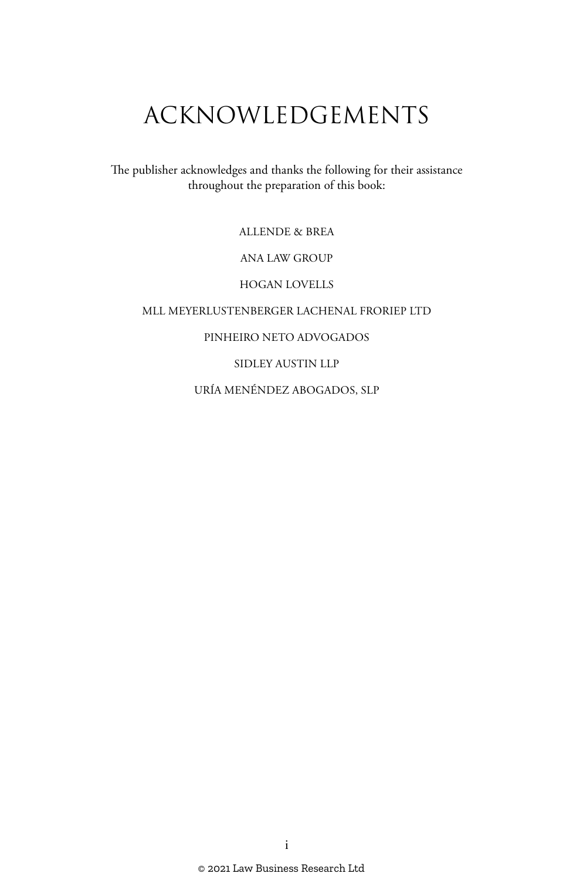# ACKNOWLEDGEMENTS

The publisher acknowledges and thanks the following for their assistance throughout the preparation of this book:

ALLENDE & BREA

ANA LAW GROUP

HOGAN LOVELLS

MLL MEYERLUSTENBERGER LACHENAL FRORIEP LTD

PINHEIRO NETO ADVOGADOS

SIDLEY AUSTIN LLP

URÍA MENÉNDEZ ABOGADOS, SLP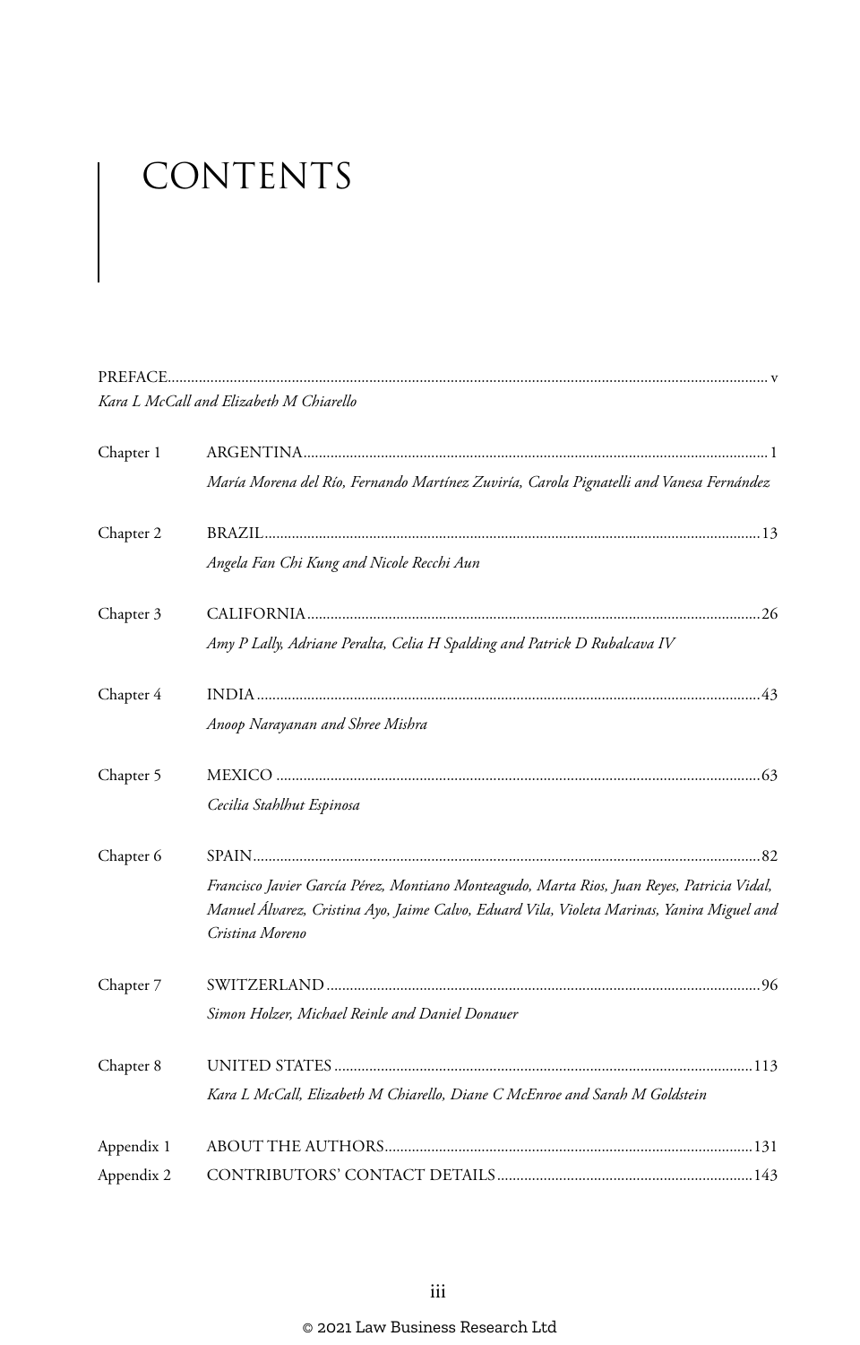# CONTENTS

PREFACE ........ v
*Kara L McCall and Elizabeth M Chiarello*

Chapter 1 ARGENTINA ........ 1
*María Morena del Río, Fernando Martínez Zuviría, Carola Pignatelli and Vanesa Fernández*

Chapter 2 BRAZIL ........ 13
*Angela Fan Chi Kung and Nicole Recchi Aun*

Chapter 3 CALIFORNIA ........ 26
*Amy P Lally, Adriane Peralta, Celia H Spalding and Patrick D Rubalcava IV*

Chapter 4 INDIA ........ 43
*Anoop Narayanan and Shree Mishra*

Chapter 5 MEXICO ........ 63
*Cecilia Stahlhut Espinosa*

Chapter 6 SPAIN ........ 82
*Francisco Javier García Pérez, Montiano Monteagudo, Marta Rios, Juan Reyes, Patricia Vidal, Manuel Álvarez, Cristina Ayo, Jaime Calvo, Eduard Vila, Violeta Marinas, Yanira Miguel and Cristina Moreno*

Chapter 7 SWITZERLAND ........ 96
*Simon Holzer, Michael Reinle and Daniel Donauer*

Chapter 8 UNITED STATES ........ 113
*Kara L McCall, Elizabeth M Chiarello, Diane C McEnroe and Sarah M Goldstein*

Appendix 1 ABOUT THE AUTHORS ........ 131

Appendix 2 CONTRIBUTORS' CONTACT DETAILS ........ 143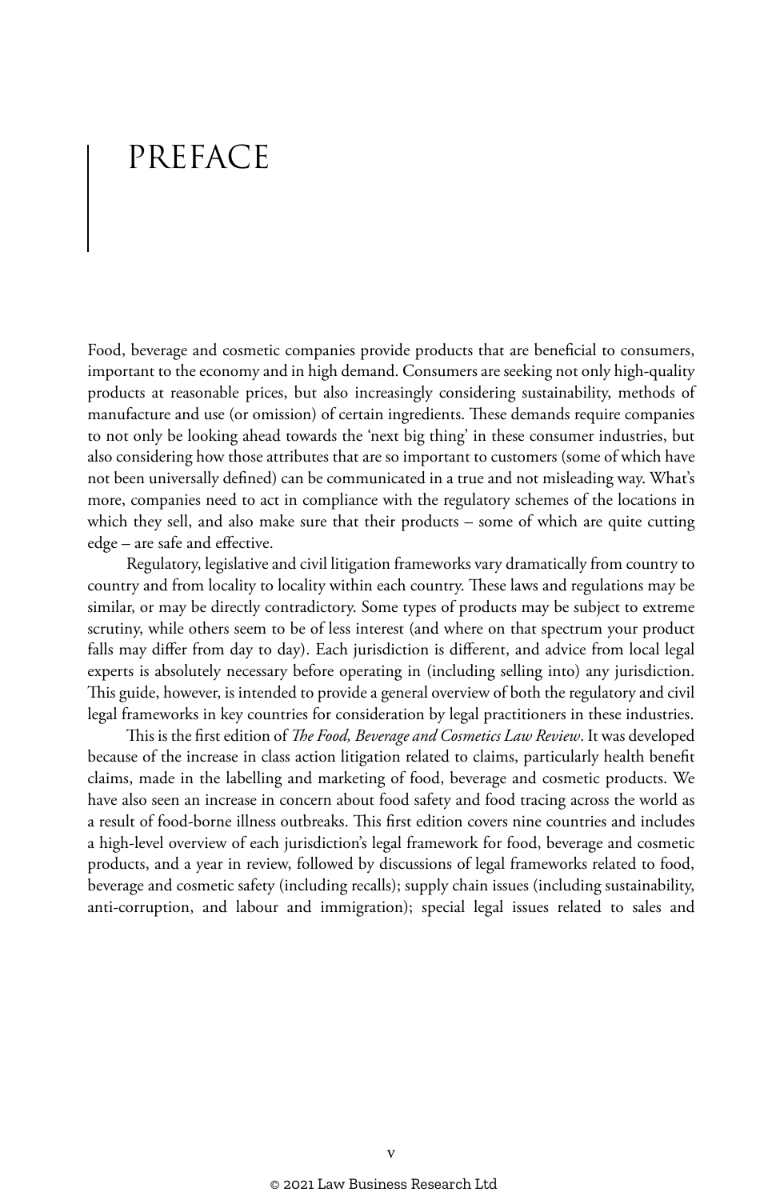# PREFACE

Food, beverage and cosmetic companies provide products that are beneficial to consumers, important to the economy and in high demand. Consumers are seeking not only high-quality products at reasonable prices, but also increasingly considering sustainability, methods of manufacture and use (or omission) of certain ingredients. These demands require companies to not only be looking ahead towards the 'next big thing' in these consumer industries, but also considering how those attributes that are so important to customers (some of which have not been universally defined) can be communicated in a true and not misleading way. What's more, companies need to act in compliance with the regulatory schemes of the locations in which they sell, and also make sure that their products – some of which are quite cutting edge – are safe and effective.

Regulatory, legislative and civil litigation frameworks vary dramatically from country to country and from locality to locality within each country. These laws and regulations may be similar, or may be directly contradictory. Some types of products may be subject to extreme scrutiny, while others seem to be of less interest (and where on that spectrum your product falls may differ from day to day). Each jurisdiction is different, and advice from local legal experts is absolutely necessary before operating in (including selling into) any jurisdiction. This guide, however, is intended to provide a general overview of both the regulatory and civil legal frameworks in key countries for consideration by legal practitioners in these industries.

This is the first edition of *The Food, Beverage and Cosmetics Law Review*. It was developed because of the increase in class action litigation related to claims, particularly health benefit claims, made in the labelling and marketing of food, beverage and cosmetic products. We have also seen an increase in concern about food safety and food tracing across the world as a result of food-borne illness outbreaks. This first edition covers nine countries and includes a high-level overview of each jurisdiction's legal framework for food, beverage and cosmetic products, and a year in review, followed by discussions of legal frameworks related to food, beverage and cosmetic safety (including recalls); supply chain issues (including sustainability, anti-corruption, and labour and immigration); special legal issues related to sales and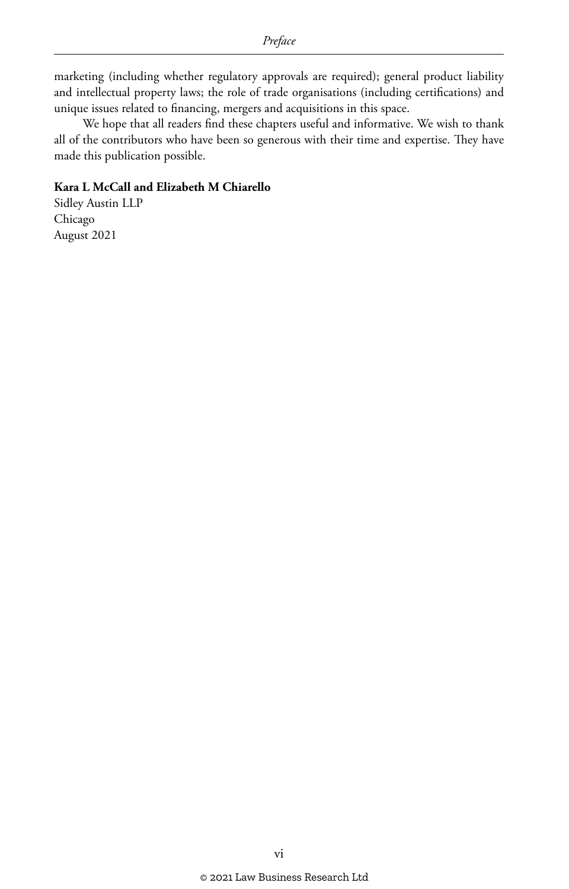marketing (including whether regulatory approvals are required); general product liability and intellectual property laws; the role of trade organisations (including certifications) and unique issues related to financing, mergers and acquisitions in this space.

We hope that all readers find these chapters useful and informative. We wish to thank all of the contributors who have been so generous with their time and expertise. They have made this publication possible.

**Kara L McCall and Elizabeth M Chiarello**
Sidley Austin LLP
Chicago
August 2021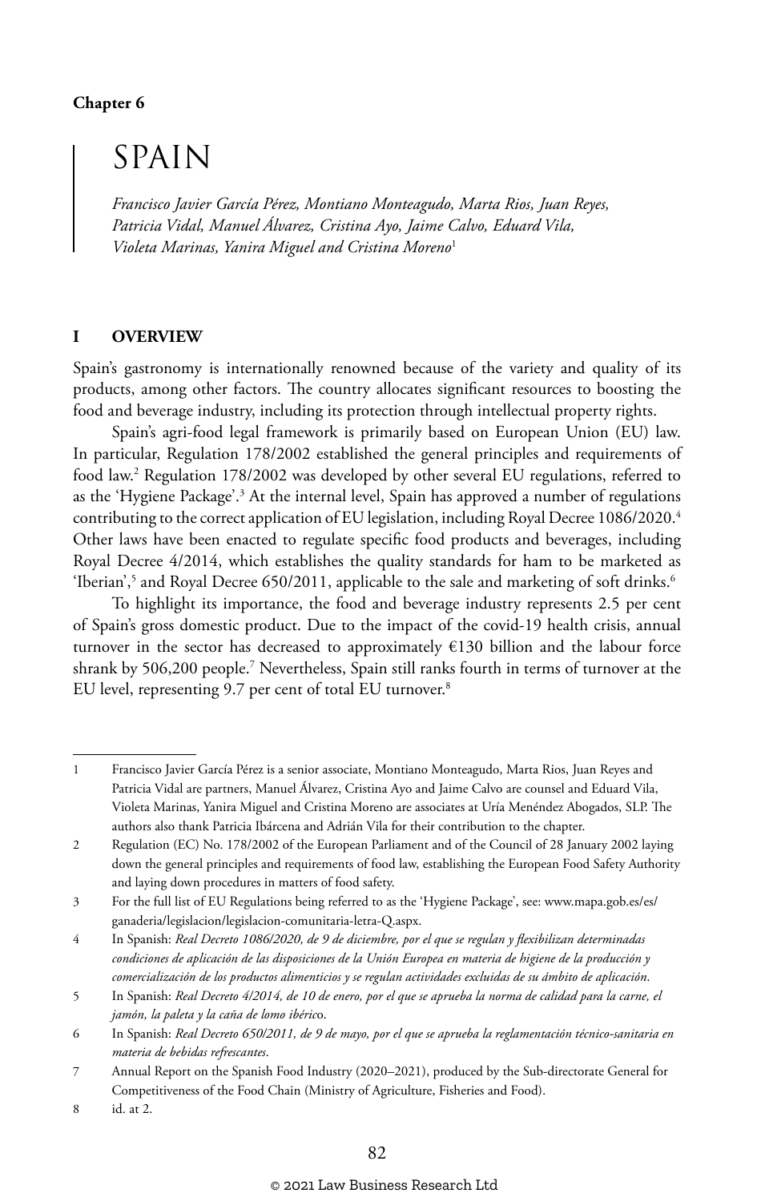Chapter 6

# SPAIN

*Francisco Javier García Pérez, Montiano Monteagudo, Marta Rios, Juan Reyes, Patricia Vidal, Manuel Álvarez, Cristina Ayo, Jaime Calvo, Eduard Vila, Violeta Marinas, Yanira Miguel and Cristina Moreno*[1]

## I OVERVIEW

Spain's gastronomy is internationally renowned because of the variety and quality of its products, among other factors. The country allocates significant resources to boosting the food and beverage industry, including its protection through intellectual property rights.

Spain's agri-food legal framework is primarily based on European Union (EU) law. In particular, Regulation 178/2002 established the general principles and requirements of food law.[2] Regulation 178/2002 was developed by other several EU regulations, referred to as the 'Hygiene Package'.[3] At the internal level, Spain has approved a number of regulations contributing to the correct application of EU legislation, including Royal Decree 1086/2020.[4] Other laws have been enacted to regulate specific food products and beverages, including Royal Decree 4/2014, which establishes the quality standards for ham to be marketed as 'Iberian',[5] and Royal Decree 650/2011, applicable to the sale and marketing of soft drinks.[6]

To highlight its importance, the food and beverage industry represents 2.5 per cent of Spain's gross domestic product. Due to the impact of the covid-19 health crisis, annual turnover in the sector has decreased to approximately €130 billion and the labour force shrank by 506,200 people.[7] Nevertheless, Spain still ranks fourth in terms of turnover at the EU level, representing 9.7 per cent of total EU turnover.[8]

---

1 Francisco Javier García Pérez is a senior associate, Montiano Monteagudo, Marta Rios, Juan Reyes and Patricia Vidal are partners, Manuel Álvarez, Cristina Ayo and Jaime Calvo are counsel and Eduard Vila, Violeta Marinas, Yanira Miguel and Cristina Moreno are associates at Uría Menéndez Abogados, SLP. The authors also thank Patricia Ibárcena and Adrián Vila for their contribution to the chapter.

2 Regulation (EC) No. 178/2002 of the European Parliament and of the Council of 28 January 2002 laying down the general principles and requirements of food law, establishing the European Food Safety Authority and laying down procedures in matters of food safety.

3 For the full list of EU Regulations being referred to as the 'Hygiene Package', see: www.mapa.gob.es/es/ganaderia/legislacion/legislacion-comunitaria-letra-Q.aspx.

4 In Spanish: *Real Decreto 1086/2020, de 9 de diciembre, por el que se regulan y flexibilizan determinadas condiciones de aplicación de las disposiciones de la Unión Europea en materia de higiene de la producción y comercialización de los productos alimenticios y se regulan actividades excluidas de su ámbito de aplicación*.

5 In Spanish: *Real Decreto 4/2014, de 10 de enero, por el que se aprueba la norma de calidad para la carne, el jamón, la paleta y la caña de lomo ibérico*.

6 In Spanish: *Real Decreto 650/2011, de 9 de mayo, por el que se aprueba la reglamentación técnico-sanitaria en materia de bebidas refrescantes*.

7 Annual Report on the Spanish Food Industry (2020–2021), produced by the Sub-directorate General for Competitiveness of the Food Chain (Ministry of Agriculture, Fisheries and Food).

8 id. at 2.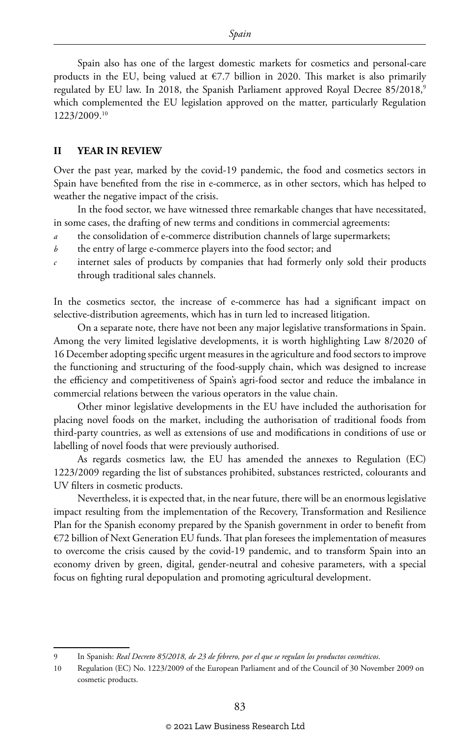Spain also has one of the largest domestic markets for cosmetics and personal-care products in the EU, being valued at €7.7 billion in 2020. This market is also primarily regulated by EU law. In 2018, the Spanish Parliament approved Royal Decree 85/2018,[9] which complemented the EU legislation approved on the matter, particularly Regulation 1223/2009.[10]

## II YEAR IN REVIEW

Over the past year, marked by the covid-19 pandemic, the food and cosmetics sectors in Spain have benefited from the rise in e-commerce, as in other sectors, which has helped to weather the negative impact of the crisis.

In the food sector, we have witnessed three remarkable changes that have necessitated, in some cases, the drafting of new terms and conditions in commercial agreements:

*a* the consolidation of e-commerce distribution channels of large supermarkets;

*b* the entry of large e-commerce players into the food sector; and

*c* internet sales of products by companies that had formerly only sold their products through traditional sales channels.

In the cosmetics sector, the increase of e-commerce has had a significant impact on selective-distribution agreements, which has in turn led to increased litigation.

On a separate note, there have not been any major legislative transformations in Spain. Among the very limited legislative developments, it is worth highlighting Law 8/2020 of 16 December adopting specific urgent measures in the agriculture and food sectors to improve the functioning and structuring of the food-supply chain, which was designed to increase the efficiency and competitiveness of Spain's agri-food sector and reduce the imbalance in commercial relations between the various operators in the value chain.

Other minor legislative developments in the EU have included the authorisation for placing novel foods on the market, including the authorisation of traditional foods from third-party countries, as well as extensions of use and modifications in conditions of use or labelling of novel foods that were previously authorised.

As regards cosmetics law, the EU has amended the annexes to Regulation (EC) 1223/2009 regarding the list of substances prohibited, substances restricted, colourants and UV filters in cosmetic products.

Nevertheless, it is expected that, in the near future, there will be an enormous legislative impact resulting from the implementation of the Recovery, Transformation and Resilience Plan for the Spanish economy prepared by the Spanish government in order to benefit from €72 billion of Next Generation EU funds. That plan foresees the implementation of measures to overcome the crisis caused by the covid-19 pandemic, and to transform Spain into an economy driven by green, digital, gender-neutral and cohesive parameters, with a special focus on fighting rural depopulation and promoting agricultural development.

---

9 In Spanish: *Real Decreto 85/2018, de 23 de febrero, por el que se regulan los productos cosméticos*.

10 Regulation (EC) No. 1223/2009 of the European Parliament and of the Council of 30 November 2009 on cosmetic products.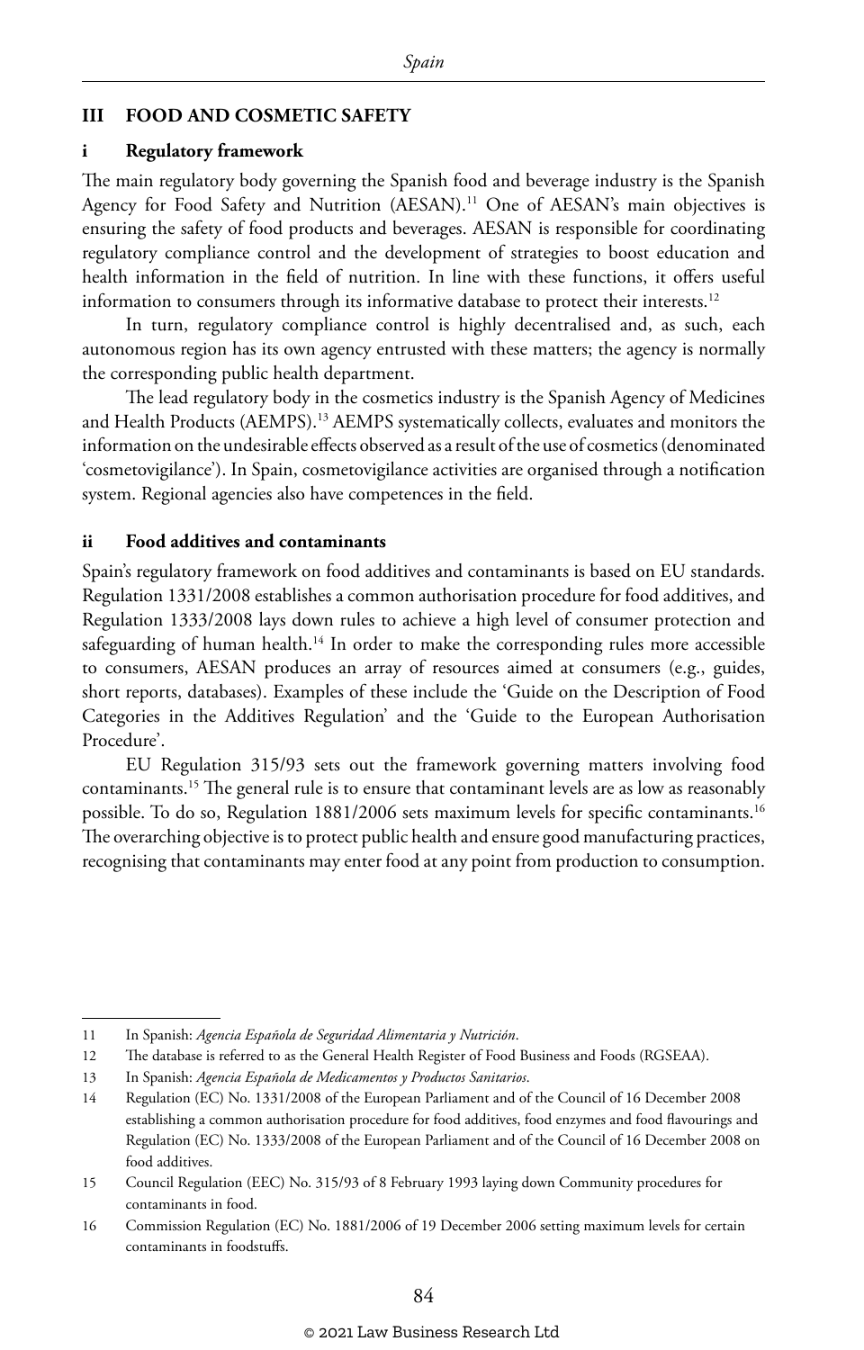## III FOOD AND COSMETIC SAFETY

### i Regulatory framework

The main regulatory body governing the Spanish food and beverage industry is the Spanish Agency for Food Safety and Nutrition (AESAN).[11] One of AESAN's main objectives is ensuring the safety of food products and beverages. AESAN is responsible for coordinating regulatory compliance control and the development of strategies to boost education and health information in the field of nutrition. In line with these functions, it offers useful information to consumers through its informative database to protect their interests.[12]

In turn, regulatory compliance control is highly decentralised and, as such, each autonomous region has its own agency entrusted with these matters; the agency is normally the corresponding public health department.

The lead regulatory body in the cosmetics industry is the Spanish Agency of Medicines and Health Products (AEMPS).[13] AEMPS systematically collects, evaluates and monitors the information on the undesirable effects observed as a result of the use of cosmetics (denominated 'cosmetovigilance'). In Spain, cosmetovigilance activities are organised through a notification system. Regional agencies also have competences in the field.

### ii Food additives and contaminants

Spain's regulatory framework on food additives and contaminants is based on EU standards. Regulation 1331/2008 establishes a common authorisation procedure for food additives, and Regulation 1333/2008 lays down rules to achieve a high level of consumer protection and safeguarding of human health.[14] In order to make the corresponding rules more accessible to consumers, AESAN produces an array of resources aimed at consumers (e.g., guides, short reports, databases). Examples of these include the 'Guide on the Description of Food Categories in the Additives Regulation' and the 'Guide to the European Authorisation Procedure'.

EU Regulation 315/93 sets out the framework governing matters involving food contaminants.[15] The general rule is to ensure that contaminant levels are as low as reasonably possible. To do so, Regulation 1881/2006 sets maximum levels for specific contaminants.[16] The overarching objective is to protect public health and ensure good manufacturing practices, recognising that contaminants may enter food at any point from production to consumption.

---

11 In Spanish: *Agencia Española de Seguridad Alimentaria y Nutrición*.

12 The database is referred to as the General Health Register of Food Business and Foods (RGSEAA).

13 In Spanish: *Agencia Española de Medicamentos y Productos Sanitarios*.

14 Regulation (EC) No. 1331/2008 of the European Parliament and of the Council of 16 December 2008 establishing a common authorisation procedure for food additives, food enzymes and food flavourings and Regulation (EC) No. 1333/2008 of the European Parliament and of the Council of 16 December 2008 on food additives.

15 Council Regulation (EEC) No. 315/93 of 8 February 1993 laying down Community procedures for contaminants in food.

16 Commission Regulation (EC) No. 1881/2006 of 19 December 2006 setting maximum levels for certain contaminants in foodstuffs.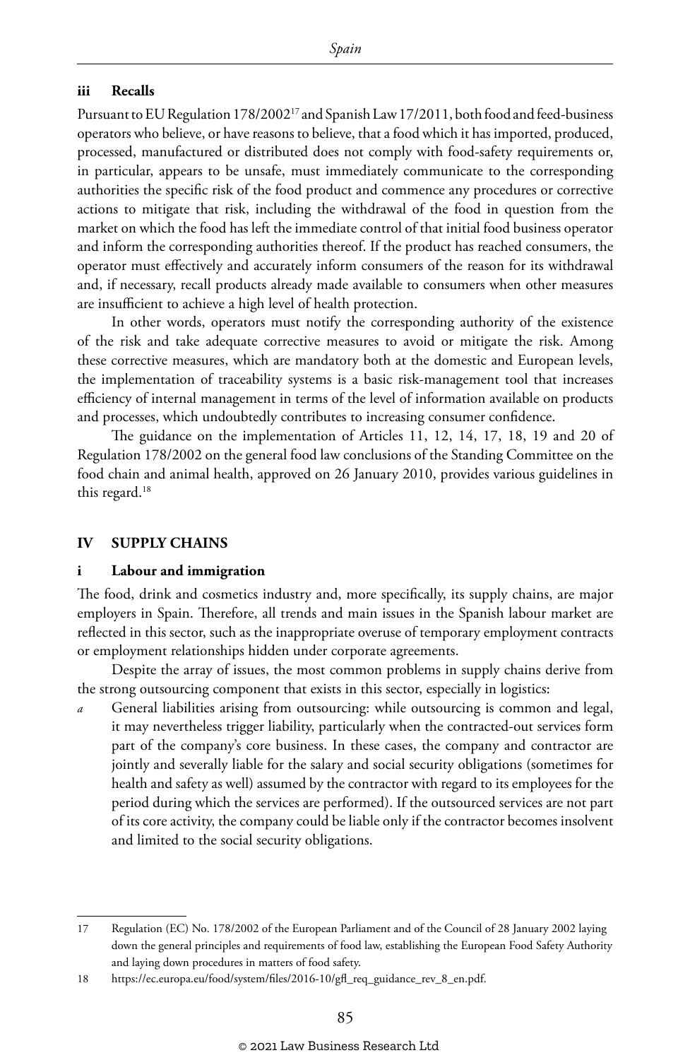### iii Recalls

Pursuant to EU Regulation 178/2002[17] and Spanish Law 17/2011, both food and feed-business operators who believe, or have reasons to believe, that a food which it has imported, produced, processed, manufactured or distributed does not comply with food-safety requirements or, in particular, appears to be unsafe, must immediately communicate to the corresponding authorities the specific risk of the food product and commence any procedures or corrective actions to mitigate that risk, including the withdrawal of the food in question from the market on which the food has left the immediate control of that initial food business operator and inform the corresponding authorities thereof. If the product has reached consumers, the operator must effectively and accurately inform consumers of the reason for its withdrawal and, if necessary, recall products already made available to consumers when other measures are insufficient to achieve a high level of health protection.

In other words, operators must notify the corresponding authority of the existence of the risk and take adequate corrective measures to avoid or mitigate the risk. Among these corrective measures, which are mandatory both at the domestic and European levels, the implementation of traceability systems is a basic risk-management tool that increases efficiency of internal management in terms of the level of information available on products and processes, which undoubtedly contributes to increasing consumer confidence.

The guidance on the implementation of Articles 11, 12, 14, 17, 18, 19 and 20 of Regulation 178/2002 on the general food law conclusions of the Standing Committee on the food chain and animal health, approved on 26 January 2010, provides various guidelines in this regard.[18]

## IV SUPPLY CHAINS

### i Labour and immigration

The food, drink and cosmetics industry and, more specifically, its supply chains, are major employers in Spain. Therefore, all trends and main issues in the Spanish labour market are reflected in this sector, such as the inappropriate overuse of temporary employment contracts or employment relationships hidden under corporate agreements.

Despite the array of issues, the most common problems in supply chains derive from the strong outsourcing component that exists in this sector, especially in logistics:

*a* General liabilities arising from outsourcing: while outsourcing is common and legal, it may nevertheless trigger liability, particularly when the contracted-out services form part of the company's core business. In these cases, the company and contractor are jointly and severally liable for the salary and social security obligations (sometimes for health and safety as well) assumed by the contractor with regard to its employees for the period during which the services are performed). If the outsourced services are not part of its core activity, the company could be liable only if the contractor becomes insolvent and limited to the social security obligations.

---

17 Regulation (EC) No. 178/2002 of the European Parliament and of the Council of 28 January 2002 laying down the general principles and requirements of food law, establishing the European Food Safety Authority and laying down procedures in matters of food safety.

18 https://ec.europa.eu/food/system/files/2016-10/gfl_req_guidance_rev_8_en.pdf.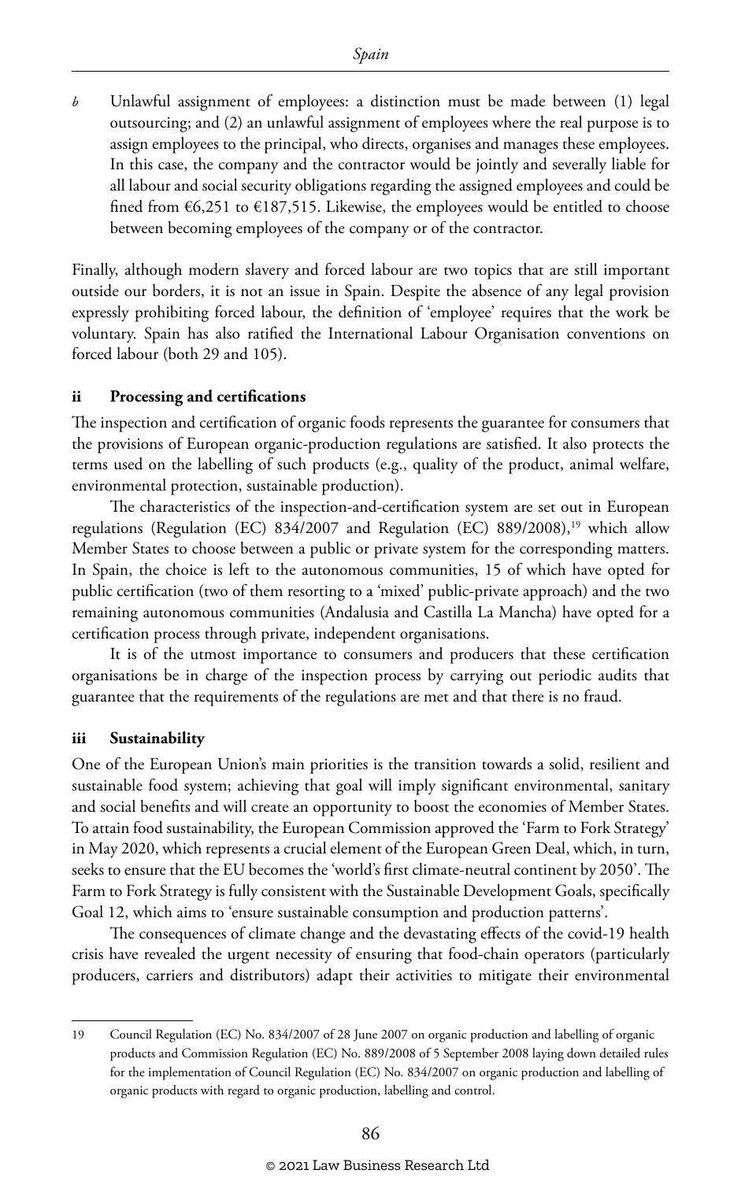*b* Unlawful assignment of employees: a distinction must be made between (1) legal outsourcing; and (2) an unlawful assignment of employees where the real purpose is to assign employees to the principal, who directs, organises and manages these employees. In this case, the company and the contractor would be jointly and severally liable for all labour and social security obligations regarding the assigned employees and could be fined from €6,251 to €187,515. Likewise, the employees would be entitled to choose between becoming employees of the company or of the contractor.

Finally, although modern slavery and forced labour are two topics that are still important outside our borders, it is not an issue in Spain. Despite the absence of any legal provision expressly prohibiting forced labour, the definition of 'employee' requires that the work be voluntary. Spain has also ratified the International Labour Organisation conventions on forced labour (both 29 and 105).

### ii Processing and certifications

The inspection and certification of organic foods represents the guarantee for consumers that the provisions of European organic-production regulations are satisfied. It also protects the terms used on the labelling of such products (e.g., quality of the product, animal welfare, environmental protection, sustainable production).

The characteristics of the inspection-and-certification system are set out in European regulations (Regulation (EC) 834/2007 and Regulation (EC) 889/2008),[19] which allow Member States to choose between a public or private system for the corresponding matters. In Spain, the choice is left to the autonomous communities, 15 of which have opted for public certification (two of them resorting to a 'mixed' public-private approach) and the two remaining autonomous communities (Andalusia and Castilla La Mancha) have opted for a certification process through private, independent organisations.

It is of the utmost importance to consumers and producers that these certification organisations be in charge of the inspection process by carrying out periodic audits that guarantee that the requirements of the regulations are met and that there is no fraud.

### iii Sustainability

One of the European Union's main priorities is the transition towards a solid, resilient and sustainable food system; achieving that goal will imply significant environmental, sanitary and social benefits and will create an opportunity to boost the economies of Member States. To attain food sustainability, the European Commission approved the 'Farm to Fork Strategy' in May 2020, which represents a crucial element of the European Green Deal, which, in turn, seeks to ensure that the EU becomes the 'world's first climate-neutral continent by 2050'. The Farm to Fork Strategy is fully consistent with the Sustainable Development Goals, specifically Goal 12, which aims to 'ensure sustainable consumption and production patterns'.

The consequences of climate change and the devastating effects of the covid-19 health crisis have revealed the urgent necessity of ensuring that food-chain operators (particularly producers, carriers and distributors) adapt their activities to mitigate their environmental

---

19 Council Regulation (EC) No. 834/2007 of 28 June 2007 on organic production and labelling of organic products and Commission Regulation (EC) No. 889/2008 of 5 September 2008 laying down detailed rules for the implementation of Council Regulation (EC) No. 834/2007 on organic production and labelling of organic products with regard to organic production, labelling and control.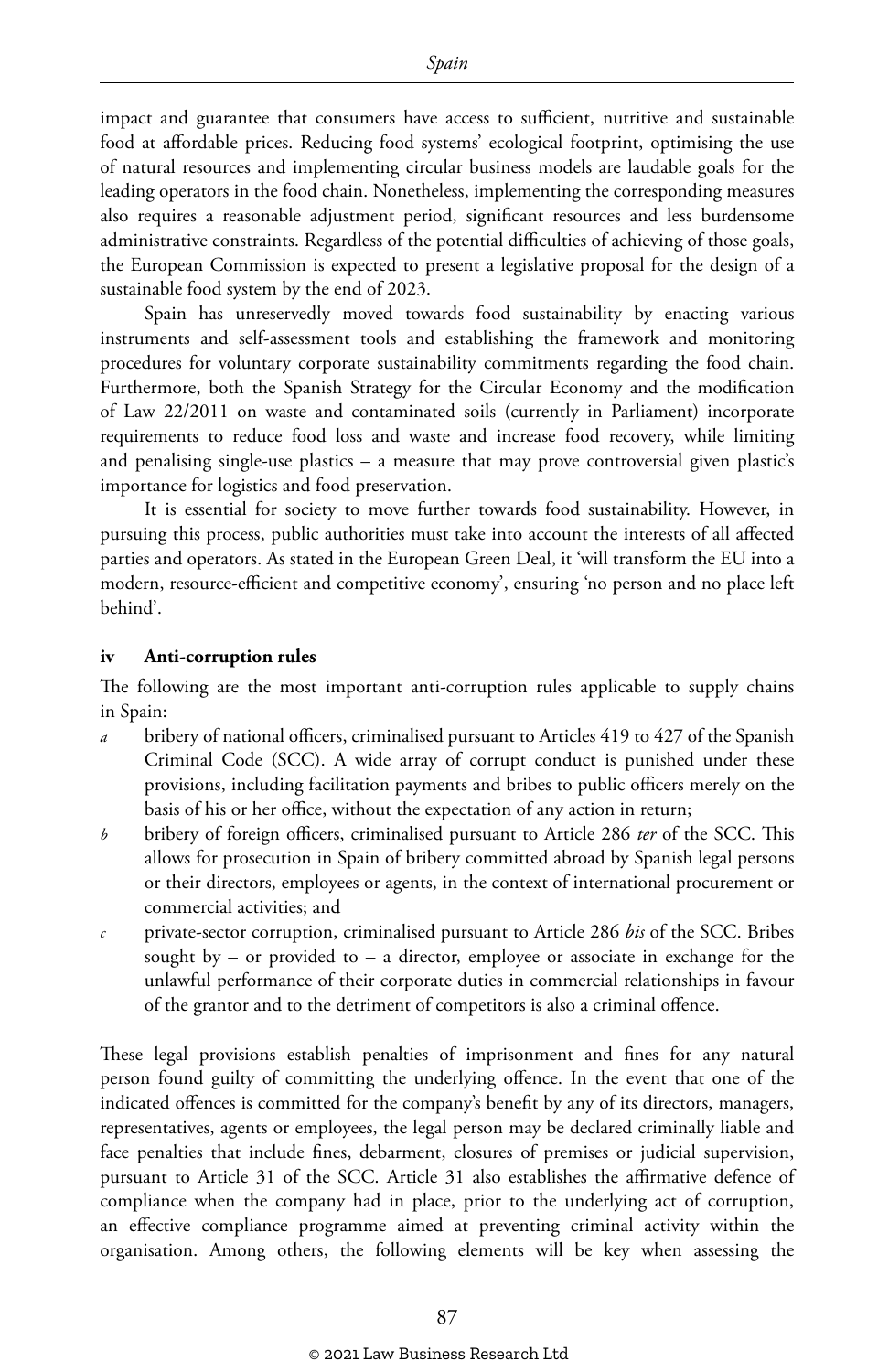impact and guarantee that consumers have access to sufficient, nutritive and sustainable food at affordable prices. Reducing food systems' ecological footprint, optimising the use of natural resources and implementing circular business models are laudable goals for the leading operators in the food chain. Nonetheless, implementing the corresponding measures also requires a reasonable adjustment period, significant resources and less burdensome administrative constraints. Regardless of the potential difficulties of achieving of those goals, the European Commission is expected to present a legislative proposal for the design of a sustainable food system by the end of 2023.

Spain has unreservedly moved towards food sustainability by enacting various instruments and self-assessment tools and establishing the framework and monitoring procedures for voluntary corporate sustainability commitments regarding the food chain. Furthermore, both the Spanish Strategy for the Circular Economy and the modification of Law 22/2011 on waste and contaminated soils (currently in Parliament) incorporate requirements to reduce food loss and waste and increase food recovery, while limiting and penalising single-use plastics – a measure that may prove controversial given plastic's importance for logistics and food preservation.

It is essential for society to move further towards food sustainability. However, in pursuing this process, public authorities must take into account the interests of all affected parties and operators. As stated in the European Green Deal, it 'will transform the EU into a modern, resource-efficient and competitive economy', ensuring 'no person and no place left behind'.

### iv Anti-corruption rules

The following are the most important anti-corruption rules applicable to supply chains in Spain:

*a* bribery of national officers, criminalised pursuant to Articles 419 to 427 of the Spanish Criminal Code (SCC). A wide array of corrupt conduct is punished under these provisions, including facilitation payments and bribes to public officers merely on the basis of his or her office, without the expectation of any action in return;

*b* bribery of foreign officers, criminalised pursuant to Article 286 *ter* of the SCC. This allows for prosecution in Spain of bribery committed abroad by Spanish legal persons or their directors, employees or agents, in the context of international procurement or commercial activities; and

*c* private-sector corruption, criminalised pursuant to Article 286 *bis* of the SCC. Bribes sought by – or provided to – a director, employee or associate in exchange for the unlawful performance of their corporate duties in commercial relationships in favour of the grantor and to the detriment of competitors is also a criminal offence.

These legal provisions establish penalties of imprisonment and fines for any natural person found guilty of committing the underlying offence. In the event that one of the indicated offences is committed for the company's benefit by any of its directors, managers, representatives, agents or employees, the legal person may be declared criminally liable and face penalties that include fines, debarment, closures of premises or judicial supervision, pursuant to Article 31 of the SCC. Article 31 also establishes the affirmative defence of compliance when the company had in place, prior to the underlying act of corruption, an effective compliance programme aimed at preventing criminal activity within the organisation. Among others, the following elements will be key when assessing the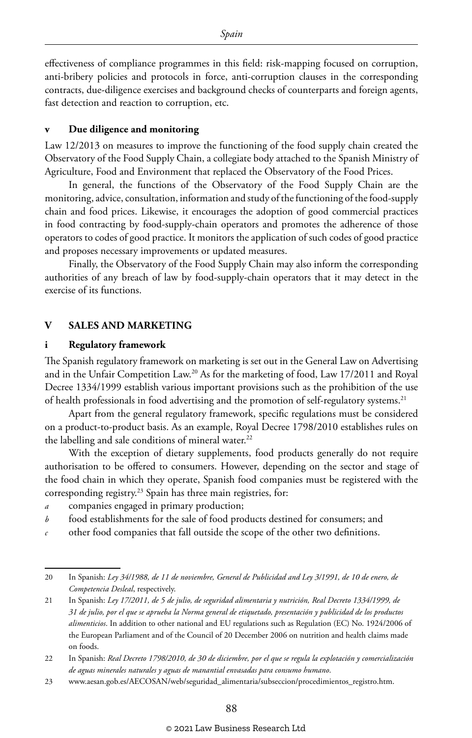effectiveness of compliance programmes in this field: risk-mapping focused on corruption, anti-bribery policies and protocols in force, anti-corruption clauses in the corresponding contracts, due-diligence exercises and background checks of counterparts and foreign agents, fast detection and reaction to corruption, etc.

### v Due diligence and monitoring

Law 12/2013 on measures to improve the functioning of the food supply chain created the Observatory of the Food Supply Chain, a collegiate body attached to the Spanish Ministry of Agriculture, Food and Environment that replaced the Observatory of the Food Prices.

In general, the functions of the Observatory of the Food Supply Chain are the monitoring, advice, consultation, information and study of the functioning of the food-supply chain and food prices. Likewise, it encourages the adoption of good commercial practices in food contracting by food-supply-chain operators and promotes the adherence of those operators to codes of good practice. It monitors the application of such codes of good practice and proposes necessary improvements or updated measures.

Finally, the Observatory of the Food Supply Chain may also inform the corresponding authorities of any breach of law by food-supply-chain operators that it may detect in the exercise of its functions.

## V SALES AND MARKETING

### i Regulatory framework

The Spanish regulatory framework on marketing is set out in the General Law on Advertising and in the Unfair Competition Law.[20] As for the marketing of food, Law 17/2011 and Royal Decree 1334/1999 establish various important provisions such as the prohibition of the use of health professionals in food advertising and the promotion of self-regulatory systems.[21]

Apart from the general regulatory framework, specific regulations must be considered on a product-to-product basis. As an example, Royal Decree 1798/2010 establishes rules on the labelling and sale conditions of mineral water.[22]

With the exception of dietary supplements, food products generally do not require authorisation to be offered to consumers. However, depending on the sector and stage of the food chain in which they operate, Spanish food companies must be registered with the corresponding registry.[23] Spain has three main registries, for:

*a* companies engaged in primary production;

*b* food establishments for the sale of food products destined for consumers; and

*c* other food companies that fall outside the scope of the other two definitions.

---

20 In Spanish: *Ley 34/1988, de 11 de noviembre, General de Publicidad and Ley 3/1991, de 10 de enero, de Competencia Desleal*, respectively.

21 In Spanish: *Ley 17/2011, de 5 de julio, de seguridad alimentaria y nutrición, Real Decreto 1334/1999, de 31 de julio, por el que se aprueba la Norma general de etiquetado, presentación y publicidad de los productos alimenticios*. In addition to other national and EU regulations such as Regulation (EC) No. 1924/2006 of the European Parliament and of the Council of 20 December 2006 on nutrition and health claims made on foods.

22 In Spanish: *Real Decreto 1798/2010, de 30 de diciembre, por el que se regula la explotación y comercialización de aguas minerales naturales y aguas de manantial envasadas para consumo humano*.

23 www.aesan.gob.es/AECOSAN/web/seguridad_alimentaria/subseccion/procedimientos_registro.htm.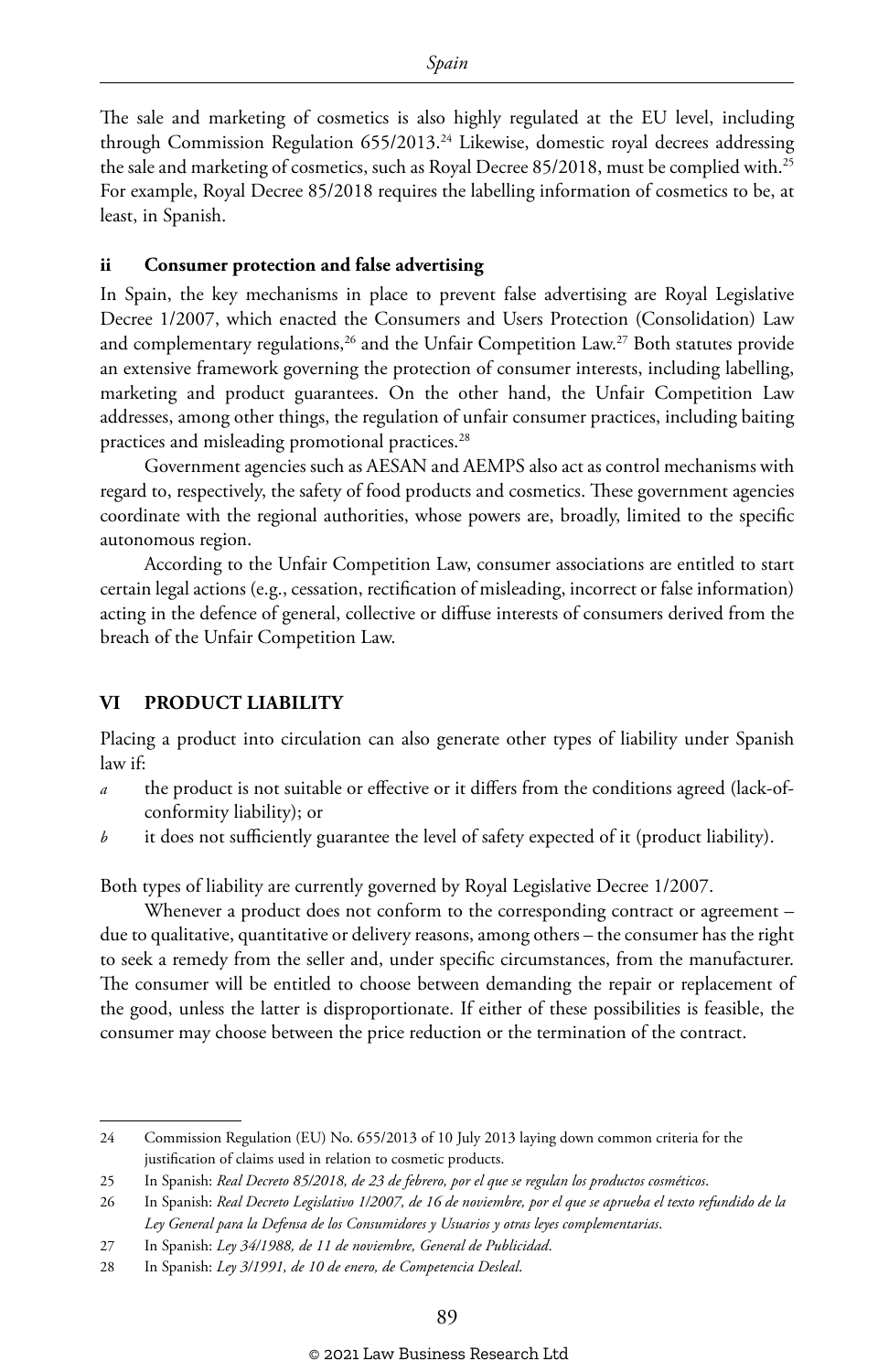The sale and marketing of cosmetics is also highly regulated at the EU level, including through Commission Regulation 655/2013.[24] Likewise, domestic royal decrees addressing the sale and marketing of cosmetics, such as Royal Decree 85/2018, must be complied with.[25] For example, Royal Decree 85/2018 requires the labelling information of cosmetics to be, at least, in Spanish.

### ii Consumer protection and false advertising

In Spain, the key mechanisms in place to prevent false advertising are Royal Legislative Decree 1/2007, which enacted the Consumers and Users Protection (Consolidation) Law and complementary regulations,[26] and the Unfair Competition Law.[27] Both statutes provide an extensive framework governing the protection of consumer interests, including labelling, marketing and product guarantees. On the other hand, the Unfair Competition Law addresses, among other things, the regulation of unfair consumer practices, including baiting practices and misleading promotional practices.[28]

Government agencies such as AESAN and AEMPS also act as control mechanisms with regard to, respectively, the safety of food products and cosmetics. These government agencies coordinate with the regional authorities, whose powers are, broadly, limited to the specific autonomous region.

According to the Unfair Competition Law, consumer associations are entitled to start certain legal actions (e.g., cessation, rectification of misleading, incorrect or false information) acting in the defence of general, collective or diffuse interests of consumers derived from the breach of the Unfair Competition Law.

## VI PRODUCT LIABILITY

Placing a product into circulation can also generate other types of liability under Spanish law if:

*a* the product is not suitable or effective or it differs from the conditions agreed (lack-of-conformity liability); or

*b* it does not sufficiently guarantee the level of safety expected of it (product liability).

Both types of liability are currently governed by Royal Legislative Decree 1/2007.

Whenever a product does not conform to the corresponding contract or agreement – due to qualitative, quantitative or delivery reasons, among others – the consumer has the right to seek a remedy from the seller and, under specific circumstances, from the manufacturer. The consumer will be entitled to choose between demanding the repair or replacement of the good, unless the latter is disproportionate. If either of these possibilities is feasible, the consumer may choose between the price reduction or the termination of the contract.

---

24 Commission Regulation (EU) No. 655/2013 of 10 July 2013 laying down common criteria for the justification of claims used in relation to cosmetic products.

25 In Spanish: *Real Decreto 85/2018, de 23 de febrero, por el que se regulan los productos cosméticos*.

26 In Spanish: *Real Decreto Legislativo 1/2007, de 16 de noviembre, por el que se aprueba el texto refundido de la Ley General para la Defensa de los Consumidores y Usuarios y otras leyes complementarias*.

27 In Spanish: *Ley 34/1988, de 11 de noviembre, General de Publicidad*.

28 In Spanish: *Ley 3/1991, de 10 de enero, de Competencia Desleal*.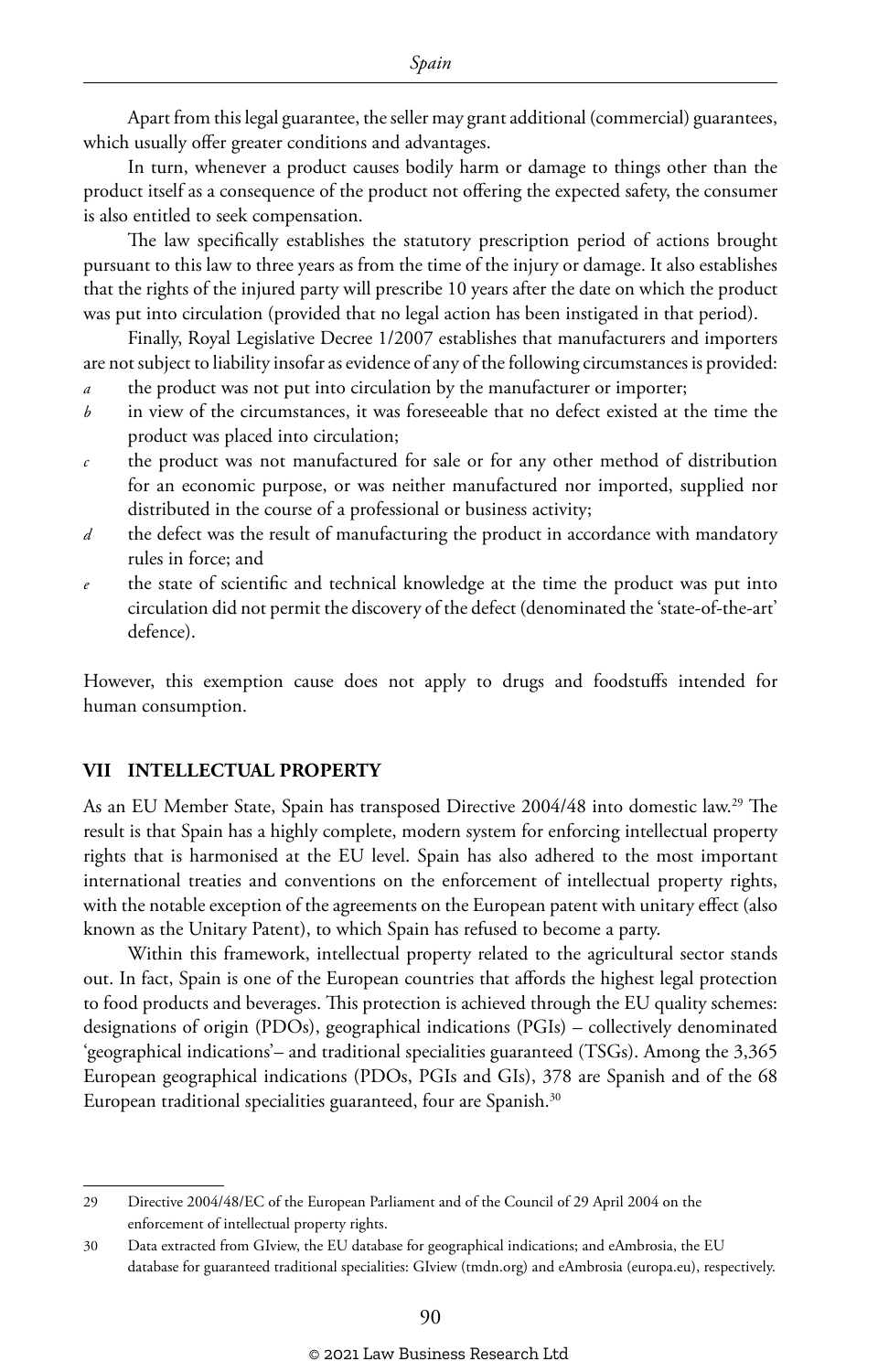Apart from this legal guarantee, the seller may grant additional (commercial) guarantees, which usually offer greater conditions and advantages.

In turn, whenever a product causes bodily harm or damage to things other than the product itself as a consequence of the product not offering the expected safety, the consumer is also entitled to seek compensation.

The law specifically establishes the statutory prescription period of actions brought pursuant to this law to three years as from the time of the injury or damage. It also establishes that the rights of the injured party will prescribe 10 years after the date on which the product was put into circulation (provided that no legal action has been instigated in that period).

Finally, Royal Legislative Decree 1/2007 establishes that manufacturers and importers are not subject to liability insofar as evidence of any of the following circumstances is provided:

*a* the product was not put into circulation by the manufacturer or importer;

*b* in view of the circumstances, it was foreseeable that no defect existed at the time the product was placed into circulation;

*c* the product was not manufactured for sale or for any other method of distribution for an economic purpose, or was neither manufactured nor imported, supplied nor distributed in the course of a professional or business activity;

*d* the defect was the result of manufacturing the product in accordance with mandatory rules in force; and

*e* the state of scientific and technical knowledge at the time the product was put into circulation did not permit the discovery of the defect (denominated the 'state-of-the-art' defence).

However, this exemption cause does not apply to drugs and foodstuffs intended for human consumption.

## VII INTELLECTUAL PROPERTY

As an EU Member State, Spain has transposed Directive 2004/48 into domestic law.[29] The result is that Spain has a highly complete, modern system for enforcing intellectual property rights that is harmonised at the EU level. Spain has also adhered to the most important international treaties and conventions on the enforcement of intellectual property rights, with the notable exception of the agreements on the European patent with unitary effect (also known as the Unitary Patent), to which Spain has refused to become a party.

Within this framework, intellectual property related to the agricultural sector stands out. In fact, Spain is one of the European countries that affords the highest legal protection to food products and beverages. This protection is achieved through the EU quality schemes: designations of origin (PDOs), geographical indications (PGIs) – collectively denominated 'geographical indications'– and traditional specialities guaranteed (TSGs). Among the 3,365 European geographical indications (PDOs, PGIs and GIs), 378 are Spanish and of the 68 European traditional specialities guaranteed, four are Spanish.[30]

---

29 Directive 2004/48/EC of the European Parliament and of the Council of 29 April 2004 on the enforcement of intellectual property rights.

30 Data extracted from GIview, the EU database for geographical indications; and eAmbrosia, the EU database for guaranteed traditional specialities: GIview (tmdn.org) and eAmbrosia (europa.eu), respectively.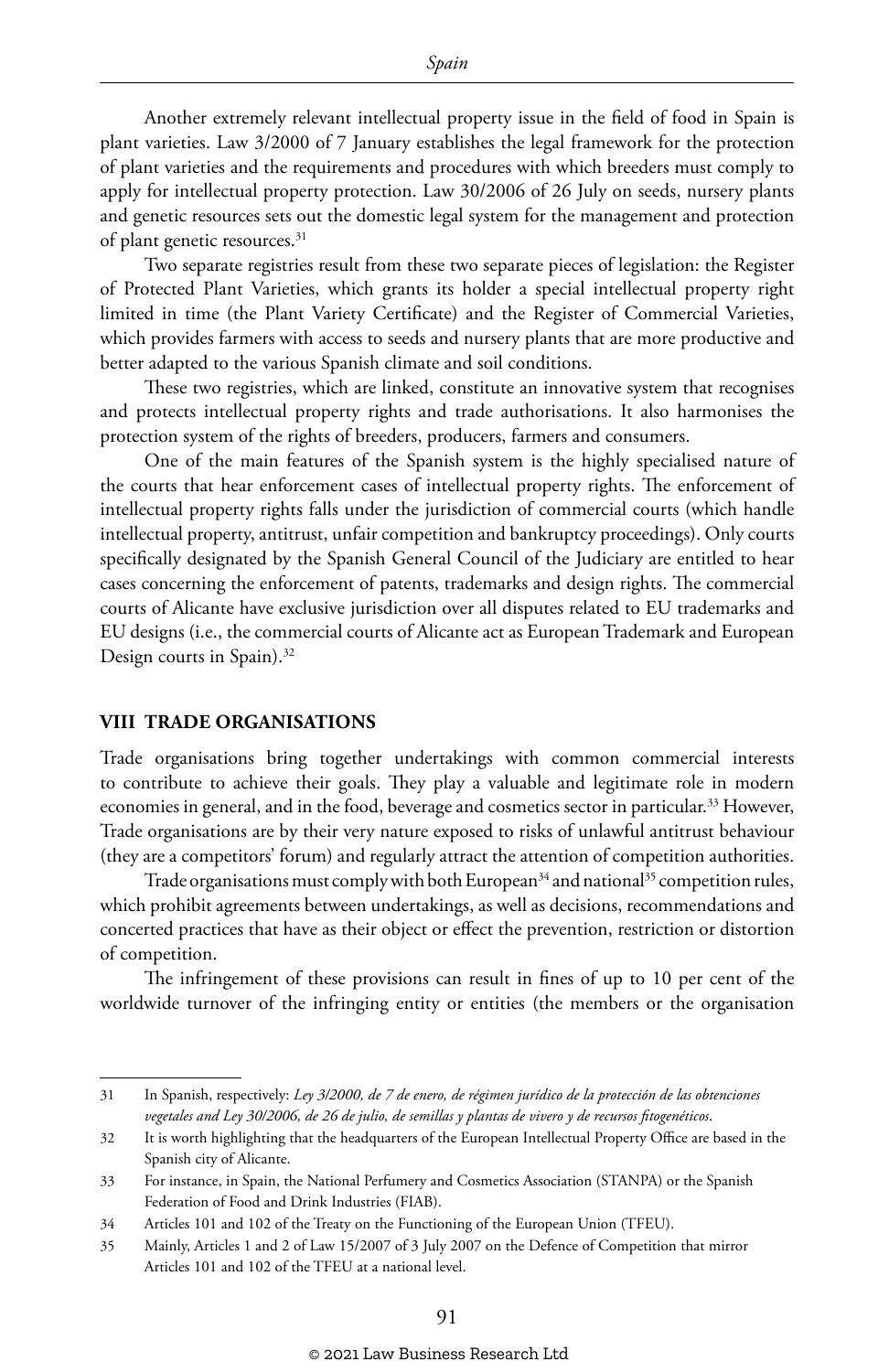Another extremely relevant intellectual property issue in the field of food in Spain is plant varieties. Law 3/2000 of 7 January establishes the legal framework for the protection of plant varieties and the requirements and procedures with which breeders must comply to apply for intellectual property protection. Law 30/2006 of 26 July on seeds, nursery plants and genetic resources sets out the domestic legal system for the management and protection of plant genetic resources.[31]

Two separate registries result from these two separate pieces of legislation: the Register of Protected Plant Varieties, which grants its holder a special intellectual property right limited in time (the Plant Variety Certificate) and the Register of Commercial Varieties, which provides farmers with access to seeds and nursery plants that are more productive and better adapted to the various Spanish climate and soil conditions.

These two registries, which are linked, constitute an innovative system that recognises and protects intellectual property rights and trade authorisations. It also harmonises the protection system of the rights of breeders, producers, farmers and consumers.

One of the main features of the Spanish system is the highly specialised nature of the courts that hear enforcement cases of intellectual property rights. The enforcement of intellectual property rights falls under the jurisdiction of commercial courts (which handle intellectual property, antitrust, unfair competition and bankruptcy proceedings). Only courts specifically designated by the Spanish General Council of the Judiciary are entitled to hear cases concerning the enforcement of patents, trademarks and design rights. The commercial courts of Alicante have exclusive jurisdiction over all disputes related to EU trademarks and EU designs (i.e., the commercial courts of Alicante act as European Trademark and European Design courts in Spain).[32]

## VIII TRADE ORGANISATIONS

Trade organisations bring together undertakings with common commercial interests to contribute to achieve their goals. They play a valuable and legitimate role in modern economies in general, and in the food, beverage and cosmetics sector in particular.[33] However, Trade organisations are by their very nature exposed to risks of unlawful antitrust behaviour (they are a competitors' forum) and regularly attract the attention of competition authorities.

Trade organisations must comply with both European[34] and national[35] competition rules, which prohibit agreements between undertakings, as well as decisions, recommendations and concerted practices that have as their object or effect the prevention, restriction or distortion of competition.

The infringement of these provisions can result in fines of up to 10 per cent of the worldwide turnover of the infringing entity or entities (the members or the organisation

---

31 In Spanish, respectively: *Ley 3/2000, de 7 de enero, de régimen jurídico de la protección de las obtenciones vegetales and Ley 30/2006, de 26 de julio, de semillas y plantas de vivero y de recursos fitogenéticos*.

32 It is worth highlighting that the headquarters of the European Intellectual Property Office are based in the Spanish city of Alicante.

33 For instance, in Spain, the National Perfumery and Cosmetics Association (STANPA) or the Spanish Federation of Food and Drink Industries (FIAB).

34 Articles 101 and 102 of the Treaty on the Functioning of the European Union (TFEU).

35 Mainly, Articles 1 and 2 of Law 15/2007 of 3 July 2007 on the Defence of Competition that mirror Articles 101 and 102 of the TFEU at a national level.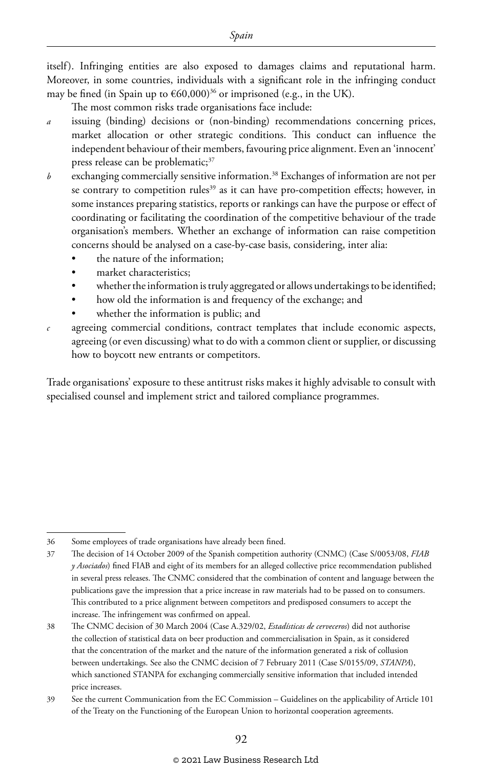itself). Infringing entities are also exposed to damages claims and reputational harm. Moreover, in some countries, individuals with a significant role in the infringing conduct may be fined (in Spain up to €60,000)[36] or imprisoned (e.g., in the UK).

The most common risks trade organisations face include:

*a* issuing (binding) decisions or (non-binding) recommendations concerning prices, market allocation or other strategic conditions. This conduct can influence the independent behaviour of their members, favouring price alignment. Even an 'innocent' press release can be problematic;[37]

*b* exchanging commercially sensitive information.[38] Exchanges of information are not per se contrary to competition rules[39] as it can have pro-competition effects; however, in some instances preparing statistics, reports or rankings can have the purpose or effect of coordinating or facilitating the coordination of the competitive behaviour of the trade organisation's members. Whether an exchange of information can raise competition concerns should be analysed on a case-by-case basis, considering, inter alia:
   - the nature of the information;
   - market characteristics;
   - whether the information is truly aggregated or allows undertakings to be identified;
   - how old the information is and frequency of the exchange; and
   - whether the information is public; and

*c* agreeing commercial conditions, contract templates that include economic aspects, agreeing (or even discussing) what to do with a common client or supplier, or discussing how to boycott new entrants or competitors.

Trade organisations' exposure to these antitrust risks makes it highly advisable to consult with specialised counsel and implement strict and tailored compliance programmes.

---

36 Some employees of trade organisations have already been fined.

37 The decision of 14 October 2009 of the Spanish competition authority (CNMC) (Case S/0053/08, *FIAB y Asociados*) fined FIAB and eight of its members for an alleged collective price recommendation published in several press releases. The CNMC considered that the combination of content and language between the publications gave the impression that a price increase in raw materials had to be passed on to consumers. This contributed to a price alignment between competitors and predisposed consumers to accept the increase. The infringement was confirmed on appeal.

38 The CNMC decision of 30 March 2004 (Case A.329/02, *Estadísticas de cerveceros*) did not authorise the collection of statistical data on beer production and commercialisation in Spain, as it considered that the concentration of the market and the nature of the information generated a risk of collusion between undertakings. See also the CNMC decision of 7 February 2011 (Case S/0155/09, *STANPA*), which sanctioned STANPA for exchanging commercially sensitive information that included intended price increases.

39 See the current Communication from the EC Commission – Guidelines on the applicability of Article 101 of the Treaty on the Functioning of the European Union to horizontal cooperation agreements.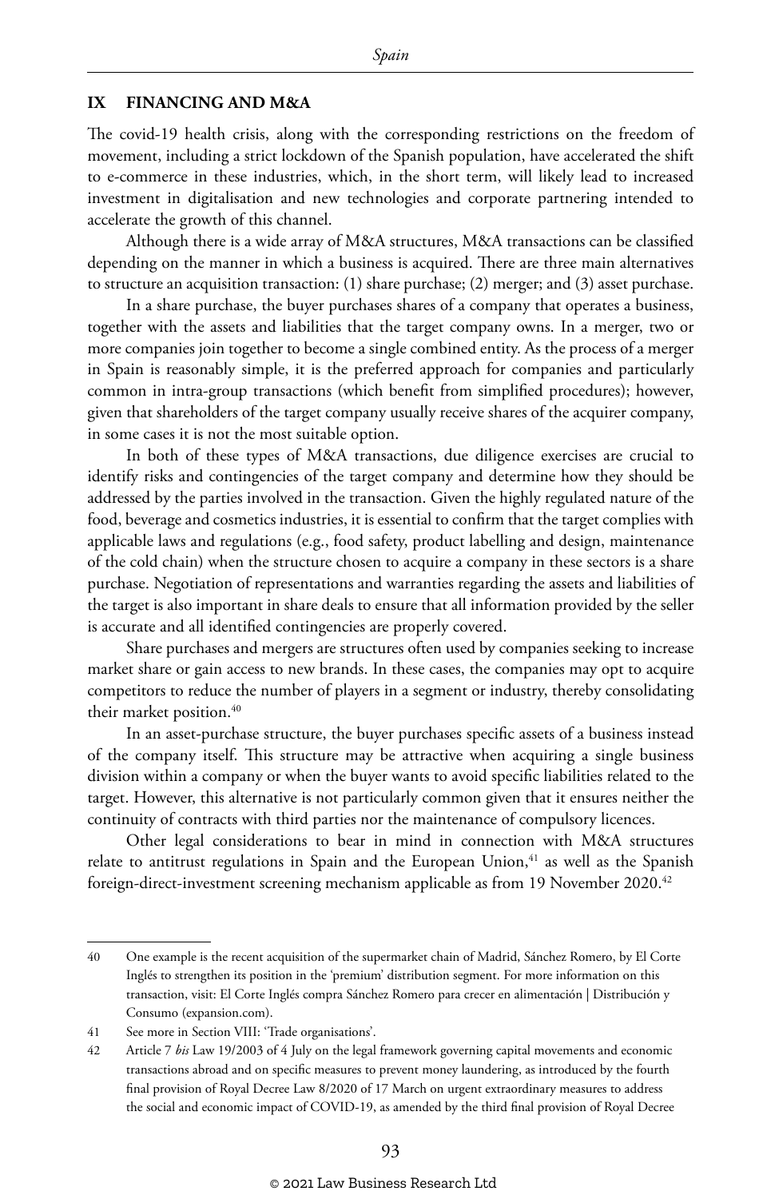## IX FINANCING AND M&A

The covid-19 health crisis, along with the corresponding restrictions on the freedom of movement, including a strict lockdown of the Spanish population, have accelerated the shift to e-commerce in these industries, which, in the short term, will likely lead to increased investment in digitalisation and new technologies and corporate partnering intended to accelerate the growth of this channel.

Although there is a wide array of M&A structures, M&A transactions can be classified depending on the manner in which a business is acquired. There are three main alternatives to structure an acquisition transaction: (1) share purchase; (2) merger; and (3) asset purchase.

In a share purchase, the buyer purchases shares of a company that operates a business, together with the assets and liabilities that the target company owns. In a merger, two or more companies join together to become a single combined entity. As the process of a merger in Spain is reasonably simple, it is the preferred approach for companies and particularly common in intra-group transactions (which benefit from simplified procedures); however, given that shareholders of the target company usually receive shares of the acquirer company, in some cases it is not the most suitable option.

In both of these types of M&A transactions, due diligence exercises are crucial to identify risks and contingencies of the target company and determine how they should be addressed by the parties involved in the transaction. Given the highly regulated nature of the food, beverage and cosmetics industries, it is essential to confirm that the target complies with applicable laws and regulations (e.g., food safety, product labelling and design, maintenance of the cold chain) when the structure chosen to acquire a company in these sectors is a share purchase. Negotiation of representations and warranties regarding the assets and liabilities of the target is also important in share deals to ensure that all information provided by the seller is accurate and all identified contingencies are properly covered.

Share purchases and mergers are structures often used by companies seeking to increase market share or gain access to new brands. In these cases, the companies may opt to acquire competitors to reduce the number of players in a segment or industry, thereby consolidating their market position.[40]

In an asset-purchase structure, the buyer purchases specific assets of a business instead of the company itself. This structure may be attractive when acquiring a single business division within a company or when the buyer wants to avoid specific liabilities related to the target. However, this alternative is not particularly common given that it ensures neither the continuity of contracts with third parties nor the maintenance of compulsory licences.

Other legal considerations to bear in mind in connection with M&A structures relate to antitrust regulations in Spain and the European Union,[41] as well as the Spanish foreign-direct-investment screening mechanism applicable as from 19 November 2020.[42]

---

40 One example is the recent acquisition of the supermarket chain of Madrid, Sánchez Romero, by El Corte Inglés to strengthen its position in the 'premium' distribution segment. For more information on this transaction, visit: El Corte Inglés compra Sánchez Romero para crecer en alimentación | Distribución y Consumo (expansion.com).

41 See more in Section VIII: 'Trade organisations'.

42 Article 7 *bis* Law 19/2003 of 4 July on the legal framework governing capital movements and economic transactions abroad and on specific measures to prevent money laundering, as introduced by the fourth final provision of Royal Decree Law 8/2020 of 17 March on urgent extraordinary measures to address the social and economic impact of COVID-19, as amended by the third final provision of Royal Decree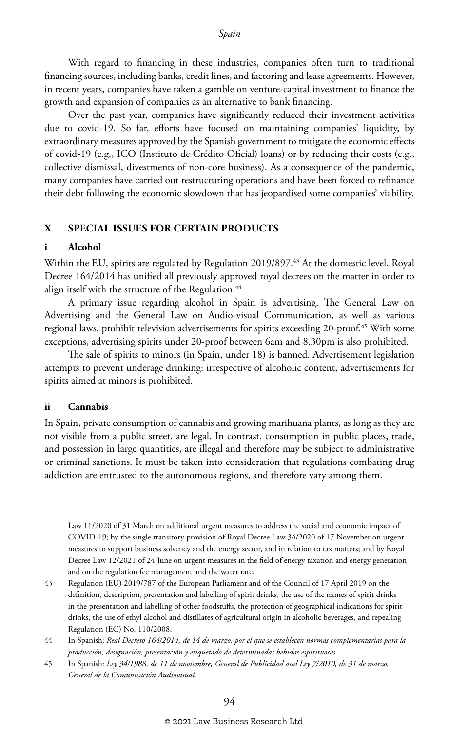With regard to financing in these industries, companies often turn to traditional financing sources, including banks, credit lines, and factoring and lease agreements. However, in recent years, companies have taken a gamble on venture-capital investment to finance the growth and expansion of companies as an alternative to bank financing.

Over the past year, companies have significantly reduced their investment activities due to covid-19. So far, efforts have focused on maintaining companies' liquidity, by extraordinary measures approved by the Spanish government to mitigate the economic effects of covid-19 (e.g., ICO (Instituto de Crédito Oficial) loans) or by reducing their costs (e.g., collective dismissal, divestments of non-core business). As a consequence of the pandemic, many companies have carried out restructuring operations and have been forced to refinance their debt following the economic slowdown that has jeopardised some companies' viability.

## X SPECIAL ISSUES FOR CERTAIN PRODUCTS

### i Alcohol

Within the EU, spirits are regulated by Regulation 2019/897.[43] At the domestic level, Royal Decree 164/2014 has unified all previously approved royal decrees on the matter in order to align itself with the structure of the Regulation.[44]

A primary issue regarding alcohol in Spain is advertising. The General Law on Advertising and the General Law on Audio-visual Communication, as well as various regional laws, prohibit television advertisements for spirits exceeding 20-proof.[45] With some exceptions, advertising spirits under 20-proof between 6am and 8.30pm is also prohibited.

The sale of spirits to minors (in Spain, under 18) is banned. Advertisement legislation attempts to prevent underage drinking: irrespective of alcoholic content, advertisements for spirits aimed at minors is prohibited.

### ii Cannabis

In Spain, private consumption of cannabis and growing marihuana plants, as long as they are not visible from a public street, are legal. In contrast, consumption in public places, trade, and possession in large quantities, are illegal and therefore may be subject to administrative or criminal sanctions. It must be taken into consideration that regulations combating drug addiction are entrusted to the autonomous regions, and therefore vary among them.

---

Law 11/2020 of 31 March on additional urgent measures to address the social and economic impact of COVID-19; by the single transitory provision of Royal Decree Law 34/2020 of 17 November on urgent measures to support business solvency and the energy sector, and in relation to tax matters; and by Royal Decree Law 12/2021 of 24 June on urgent measures in the field of energy taxation and energy generation and on the regulation fee management and the water rate.

43 Regulation (EU) 2019/787 of the European Parliament and of the Council of 17 April 2019 on the definition, description, presentation and labelling of spirit drinks, the use of the names of spirit drinks in the presentation and labelling of other foodstuffs, the protection of geographical indications for spirit drinks, the use of ethyl alcohol and distillates of agricultural origin in alcoholic beverages, and repealing Regulation (EC) No. 110/2008.

44 In Spanish: *Real Decreto 164/2014, de 14 de marzo, por el que se establecen normas complementarias para la producción, designación, presentación y etiquetado de determinadas bebidas espirituosas*.

45 In Spanish: *Ley 34/1988, de 11 de noviembre, General de Publicidad and Ley 7/2010, de 31 de marzo, General de la Comunicación Audiovisual*.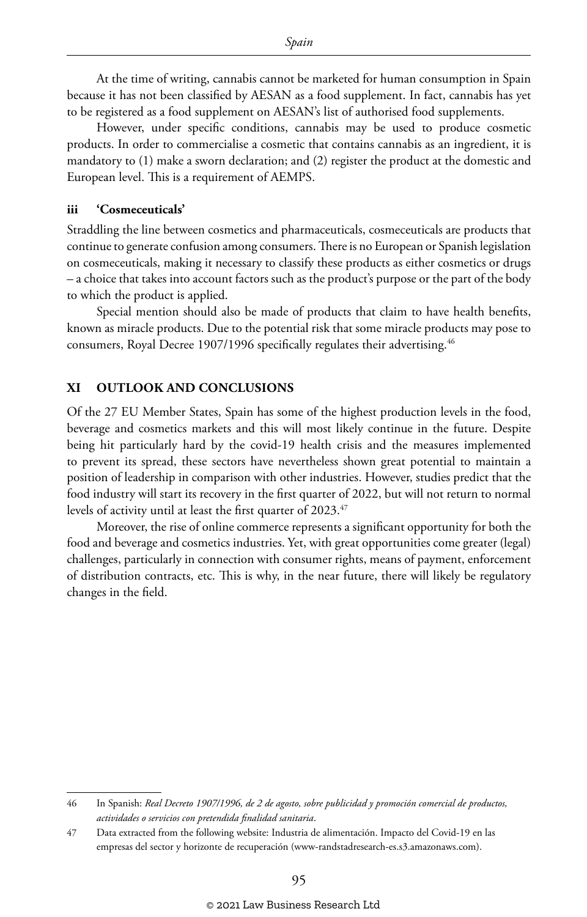At the time of writing, cannabis cannot be marketed for human consumption in Spain because it has not been classified by AESAN as a food supplement. In fact, cannabis has yet to be registered as a food supplement on AESAN's list of authorised food supplements.

However, under specific conditions, cannabis may be used to produce cosmetic products. In order to commercialise a cosmetic that contains cannabis as an ingredient, it is mandatory to (1) make a sworn declaration; and (2) register the product at the domestic and European level. This is a requirement of AEMPS.

### iii 'Cosmeceuticals'

Straddling the line between cosmetics and pharmaceuticals, cosmeceuticals are products that continue to generate confusion among consumers. There is no European or Spanish legislation on cosmeceuticals, making it necessary to classify these products as either cosmetics or drugs – a choice that takes into account factors such as the product's purpose or the part of the body to which the product is applied.

Special mention should also be made of products that claim to have health benefits, known as miracle products. Due to the potential risk that some miracle products may pose to consumers, Royal Decree 1907/1996 specifically regulates their advertising.[46]

## XI OUTLOOK AND CONCLUSIONS

Of the 27 EU Member States, Spain has some of the highest production levels in the food, beverage and cosmetics markets and this will most likely continue in the future. Despite being hit particularly hard by the covid-19 health crisis and the measures implemented to prevent its spread, these sectors have nevertheless shown great potential to maintain a position of leadership in comparison with other industries. However, studies predict that the food industry will start its recovery in the first quarter of 2022, but will not return to normal levels of activity until at least the first quarter of 2023.[47]

Moreover, the rise of online commerce represents a significant opportunity for both the food and beverage and cosmetics industries. Yet, with great opportunities come greater (legal) challenges, particularly in connection with consumer rights, means of payment, enforcement of distribution contracts, etc. This is why, in the near future, there will likely be regulatory changes in the field.

---

46 In Spanish: *Real Decreto 1907/1996, de 2 de agosto, sobre publicidad y promoción comercial de productos, actividades o servicios con pretendida finalidad sanitaria*.

47 Data extracted from the following website: Industria de alimentación. Impacto del Covid-19 en las empresas del sector y horizonte de recuperación (www-randstadresearch-es.s3.amazonaws.com).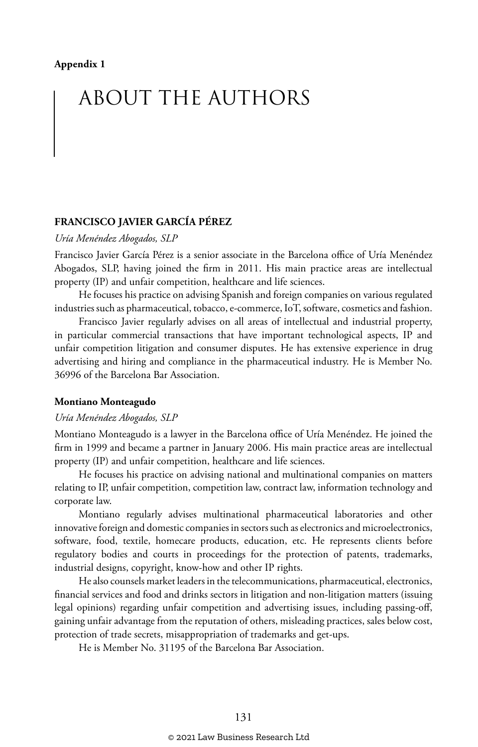**Appendix 1**

# ABOUT THE AUTHORS

### FRANCISCO JAVIER GARCÍA PÉREZ

*Uría Menéndez Abogados, SLP*

Francisco Javier García Pérez is a senior associate in the Barcelona office of Uría Menéndez Abogados, SLP, having joined the firm in 2011. His main practice areas are intellectual property (IP) and unfair competition, healthcare and life sciences.

He focuses his practice on advising Spanish and foreign companies on various regulated industries such as pharmaceutical, tobacco, e-commerce, IoT, software, cosmetics and fashion.

Francisco Javier regularly advises on all areas of intellectual and industrial property, in particular commercial transactions that have important technological aspects, IP and unfair competition litigation and consumer disputes. He has extensive experience in drug advertising and hiring and compliance in the pharmaceutical industry. He is Member No. 36996 of the Barcelona Bar Association.

### Montiano Monteagudo

*Uría Menéndez Abogados, SLP*

Montiano Monteagudo is a lawyer in the Barcelona office of Uría Menéndez. He joined the firm in 1999 and became a partner in January 2006. His main practice areas are intellectual property (IP) and unfair competition, healthcare and life sciences.

He focuses his practice on advising national and multinational companies on matters relating to IP, unfair competition, competition law, contract law, information technology and corporate law.

Montiano regularly advises multinational pharmaceutical laboratories and other innovative foreign and domestic companies in sectors such as electronics and microelectronics, software, food, textile, homecare products, education, etc. He represents clients before regulatory bodies and courts in proceedings for the protection of patents, trademarks, industrial designs, copyright, know-how and other IP rights.

He also counsels market leaders in the telecommunications, pharmaceutical, electronics, financial services and food and drinks sectors in litigation and non-litigation matters (issuing legal opinions) regarding unfair competition and advertising issues, including passing-off, gaining unfair advantage from the reputation of others, misleading practices, sales below cost, protection of trade secrets, misappropriation of trademarks and get-ups.

He is Member No. 31195 of the Barcelona Bar Association.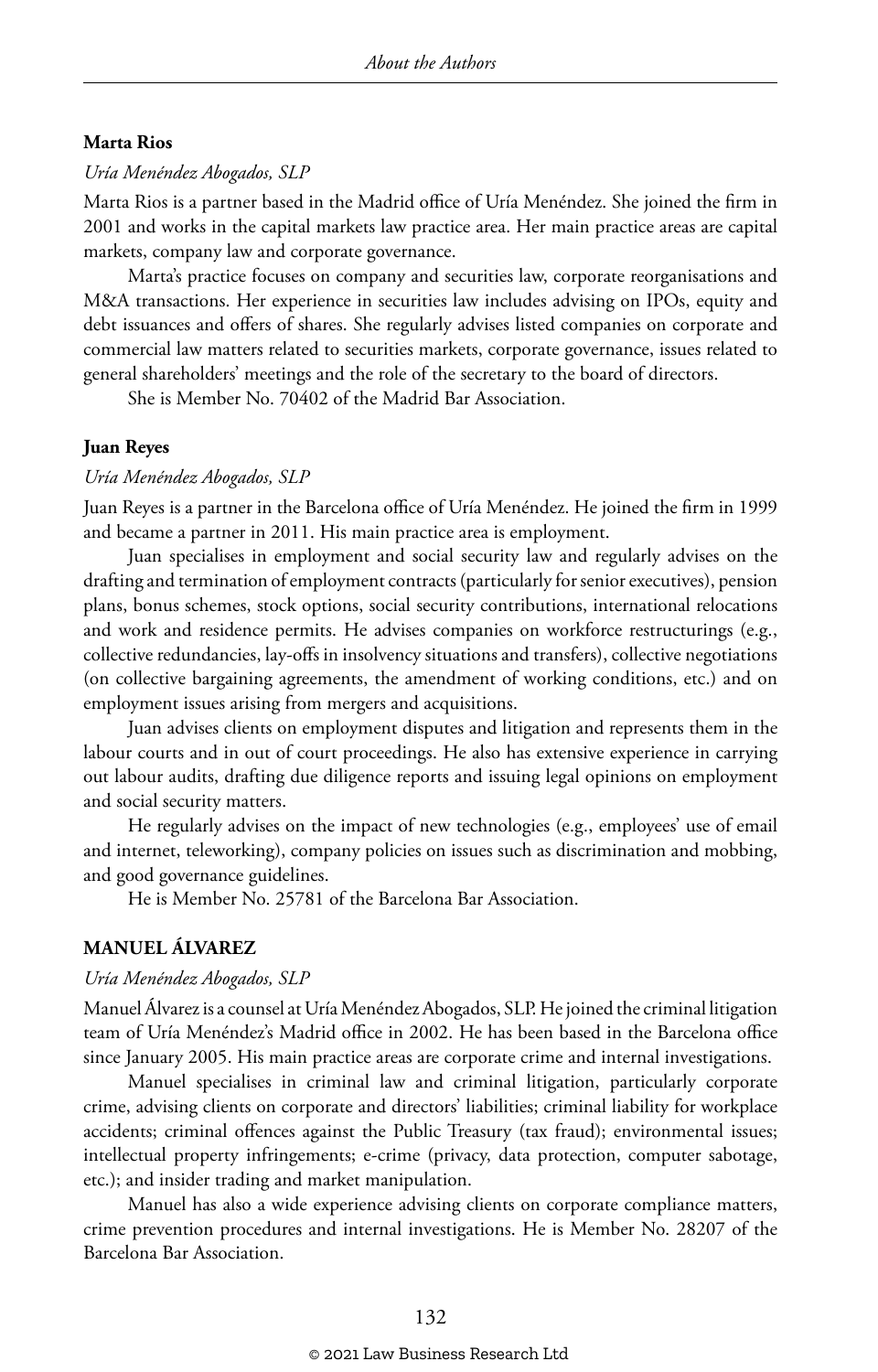**Marta Rios**

*Uría Menéndez Abogados, SLP*

Marta Rios is a partner based in the Madrid office of Uría Menéndez. She joined the firm in 2001 and works in the capital markets law practice area. Her main practice areas are capital markets, company law and corporate governance.

Marta's practice focuses on company and securities law, corporate reorganisations and M&A transactions. Her experience in securities law includes advising on IPOs, equity and debt issuances and offers of shares. She regularly advises listed companies on corporate and commercial law matters related to securities markets, corporate governance, issues related to general shareholders' meetings and the role of the secretary to the board of directors.

She is Member No. 70402 of the Madrid Bar Association.

**Juan Reyes**

*Uría Menéndez Abogados, SLP*

Juan Reyes is a partner in the Barcelona office of Uría Menéndez. He joined the firm in 1999 and became a partner in 2011. His main practice area is employment.

Juan specialises in employment and social security law and regularly advises on the drafting and termination of employment contracts (particularly for senior executives), pension plans, bonus schemes, stock options, social security contributions, international relocations and work and residence permits. He advises companies on workforce restructurings (e.g., collective redundancies, lay-offs in insolvency situations and transfers), collective negotiations (on collective bargaining agreements, the amendment of working conditions, etc.) and on employment issues arising from mergers and acquisitions.

Juan advises clients on employment disputes and litigation and represents them in the labour courts and in out of court proceedings. He also has extensive experience in carrying out labour audits, drafting due diligence reports and issuing legal opinions on employment and social security matters.

He regularly advises on the impact of new technologies (e.g., employees' use of email and internet, teleworking), company policies on issues such as discrimination and mobbing, and good governance guidelines.

He is Member No. 25781 of the Barcelona Bar Association.

**MANUEL ÁLVAREZ**

*Uría Menéndez Abogados, SLP*

Manuel Álvarez is a counsel at Uría Menéndez Abogados, SLP. He joined the criminal litigation team of Uría Menéndez's Madrid office in 2002. He has been based in the Barcelona office since January 2005. His main practice areas are corporate crime and internal investigations.

Manuel specialises in criminal law and criminal litigation, particularly corporate crime, advising clients on corporate and directors' liabilities; criminal liability for workplace accidents; criminal offences against the Public Treasury (tax fraud); environmental issues; intellectual property infringements; e-crime (privacy, data protection, computer sabotage, etc.); and insider trading and market manipulation.

Manuel has also a wide experience advising clients on corporate compliance matters, crime prevention procedures and internal investigations. He is Member No. 28207 of the Barcelona Bar Association.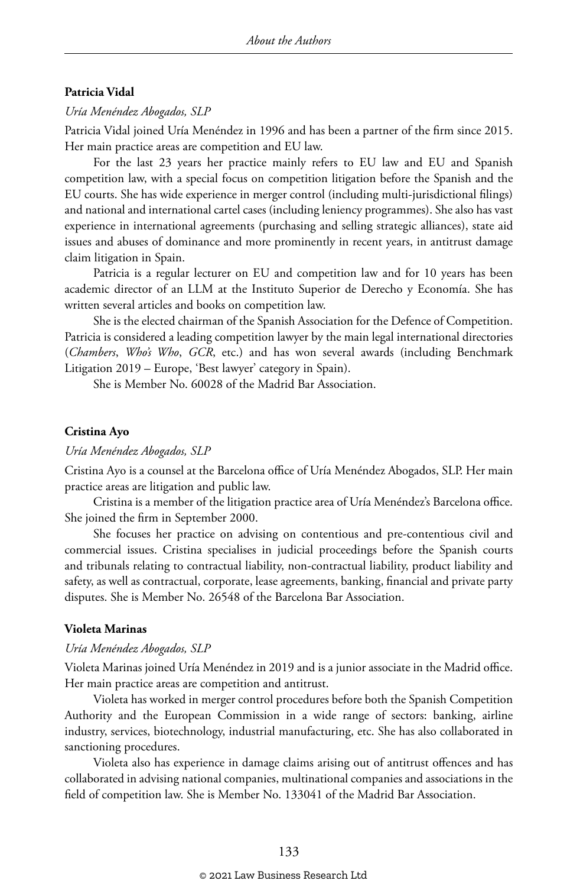**Patricia Vidal**

*Uría Menéndez Abogados, SLP*

Patricia Vidal joined Uría Menéndez in 1996 and has been a partner of the firm since 2015. Her main practice areas are competition and EU law.

For the last 23 years her practice mainly refers to EU law and EU and Spanish competition law, with a special focus on competition litigation before the Spanish and the EU courts. She has wide experience in merger control (including multi-jurisdictional filings) and national and international cartel cases (including leniency programmes). She also has vast experience in international agreements (purchasing and selling strategic alliances), state aid issues and abuses of dominance and more prominently in recent years, in antitrust damage claim litigation in Spain.

Patricia is a regular lecturer on EU and competition law and for 10 years has been academic director of an LLM at the Instituto Superior de Derecho y Economía. She has written several articles and books on competition law.

She is the elected chairman of the Spanish Association for the Defence of Competition. Patricia is considered a leading competition lawyer by the main legal international directories (*Chambers*, *Who's Who*, *GCR*, etc.) and has won several awards (including Benchmark Litigation 2019 – Europe, 'Best lawyer' category in Spain).

She is Member No. 60028 of the Madrid Bar Association.

**Cristina Ayo**

*Uría Menéndez Abogados, SLP*

Cristina Ayo is a counsel at the Barcelona office of Uría Menéndez Abogados, SLP. Her main practice areas are litigation and public law.

Cristina is a member of the litigation practice area of Uría Menéndez's Barcelona office. She joined the firm in September 2000.

She focuses her practice on advising on contentious and pre-contentious civil and commercial issues. Cristina specialises in judicial proceedings before the Spanish courts and tribunals relating to contractual liability, non-contractual liability, product liability and safety, as well as contractual, corporate, lease agreements, banking, financial and private party disputes. She is Member No. 26548 of the Barcelona Bar Association.

**Violeta Marinas**

*Uría Menéndez Abogados, SLP*

Violeta Marinas joined Uría Menéndez in 2019 and is a junior associate in the Madrid office. Her main practice areas are competition and antitrust.

Violeta has worked in merger control procedures before both the Spanish Competition Authority and the European Commission in a wide range of sectors: banking, airline industry, services, biotechnology, industrial manufacturing, etc. She has also collaborated in sanctioning procedures.

Violeta also has experience in damage claims arising out of antitrust offences and has collaborated in advising national companies, multinational companies and associations in the field of competition law. She is Member No. 133041 of the Madrid Bar Association.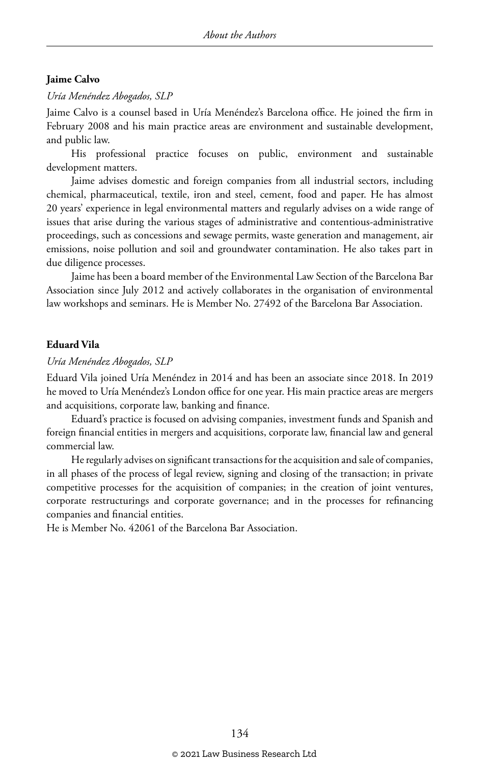**Jaime Calvo**

*Uría Menéndez Abogados, SLP*

Jaime Calvo is a counsel based in Uría Menéndez's Barcelona office. He joined the firm in February 2008 and his main practice areas are environment and sustainable development, and public law.

His professional practice focuses on public, environment and sustainable development matters.

Jaime advises domestic and foreign companies from all industrial sectors, including chemical, pharmaceutical, textile, iron and steel, cement, food and paper. He has almost 20 years' experience in legal environmental matters and regularly advises on a wide range of issues that arise during the various stages of administrative and contentious-administrative proceedings, such as concessions and sewage permits, waste generation and management, air emissions, noise pollution and soil and groundwater contamination. He also takes part in due diligence processes.

Jaime has been a board member of the Environmental Law Section of the Barcelona Bar Association since July 2012 and actively collaborates in the organisation of environmental law workshops and seminars. He is Member No. 27492 of the Barcelona Bar Association.

**Eduard Vila**

*Uría Menéndez Abogados, SLP*

Eduard Vila joined Uría Menéndez in 2014 and has been an associate since 2018. In 2019 he moved to Uría Menéndez's London office for one year. His main practice areas are mergers and acquisitions, corporate law, banking and finance.

Eduard's practice is focused on advising companies, investment funds and Spanish and foreign financial entities in mergers and acquisitions, corporate law, financial law and general commercial law.

He regularly advises on significant transactions for the acquisition and sale of companies, in all phases of the process of legal review, signing and closing of the transaction; in private competitive processes for the acquisition of companies; in the creation of joint ventures, corporate restructurings and corporate governance; and in the processes for refinancing companies and financial entities.

He is Member No. 42061 of the Barcelona Bar Association.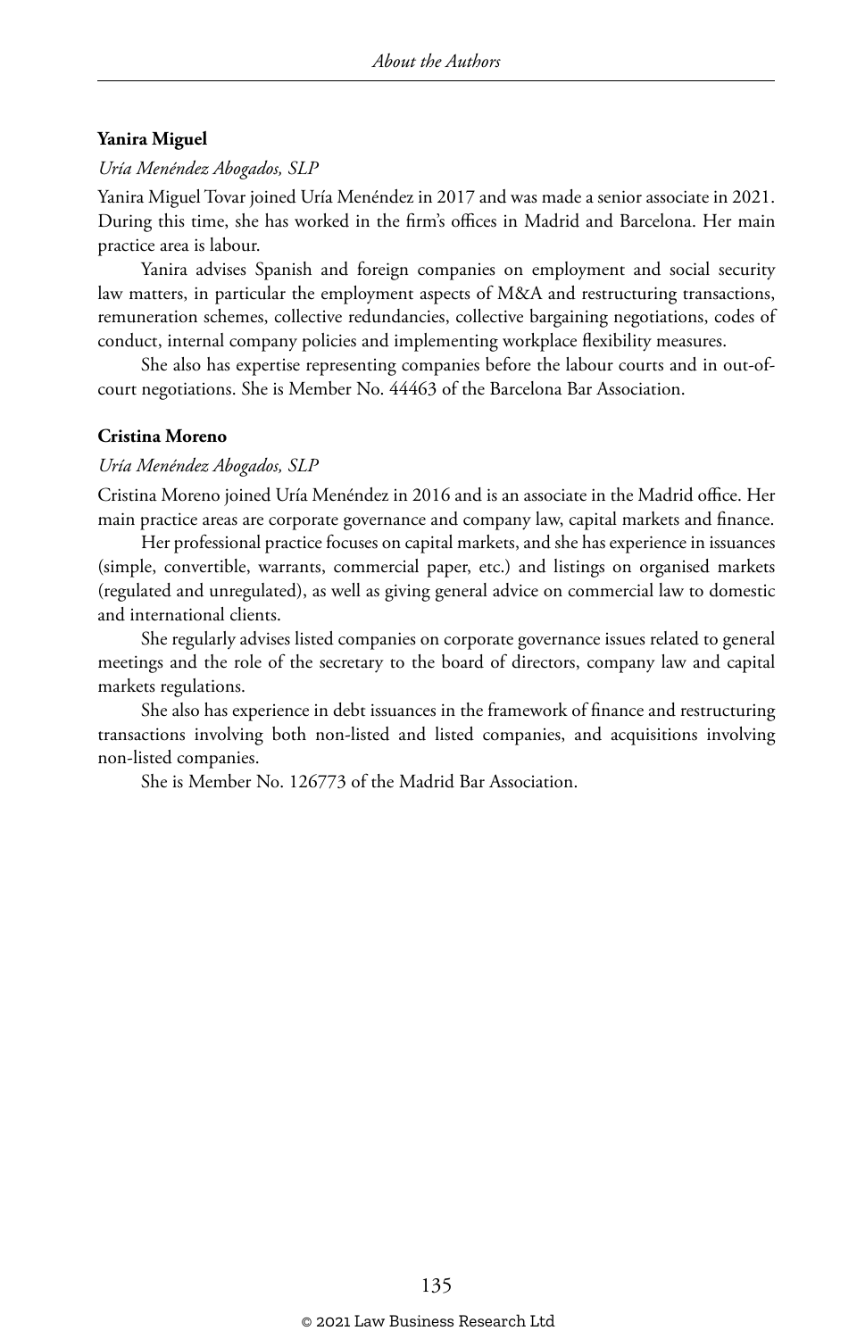**Yanira Miguel**

*Uría Menéndez Abogados, SLP*

Yanira Miguel Tovar joined Uría Menéndez in 2017 and was made a senior associate in 2021. During this time, she has worked in the firm's offices in Madrid and Barcelona. Her main practice area is labour.

Yanira advises Spanish and foreign companies on employment and social security law matters, in particular the employment aspects of M&A and restructuring transactions, remuneration schemes, collective redundancies, collective bargaining negotiations, codes of conduct, internal company policies and implementing workplace flexibility measures.

She also has expertise representing companies before the labour courts and in out-of-court negotiations. She is Member No. 44463 of the Barcelona Bar Association.

**Cristina Moreno**

*Uría Menéndez Abogados, SLP*

Cristina Moreno joined Uría Menéndez in 2016 and is an associate in the Madrid office. Her main practice areas are corporate governance and company law, capital markets and finance.

Her professional practice focuses on capital markets, and she has experience in issuances (simple, convertible, warrants, commercial paper, etc.) and listings on organised markets (regulated and unregulated), as well as giving general advice on commercial law to domestic and international clients.

She regularly advises listed companies on corporate governance issues related to general meetings and the role of the secretary to the board of directors, company law and capital markets regulations.

She also has experience in debt issuances in the framework of finance and restructuring transactions involving both non-listed and listed companies, and acquisitions involving non-listed companies.

She is Member No. 126773 of the Madrid Bar Association.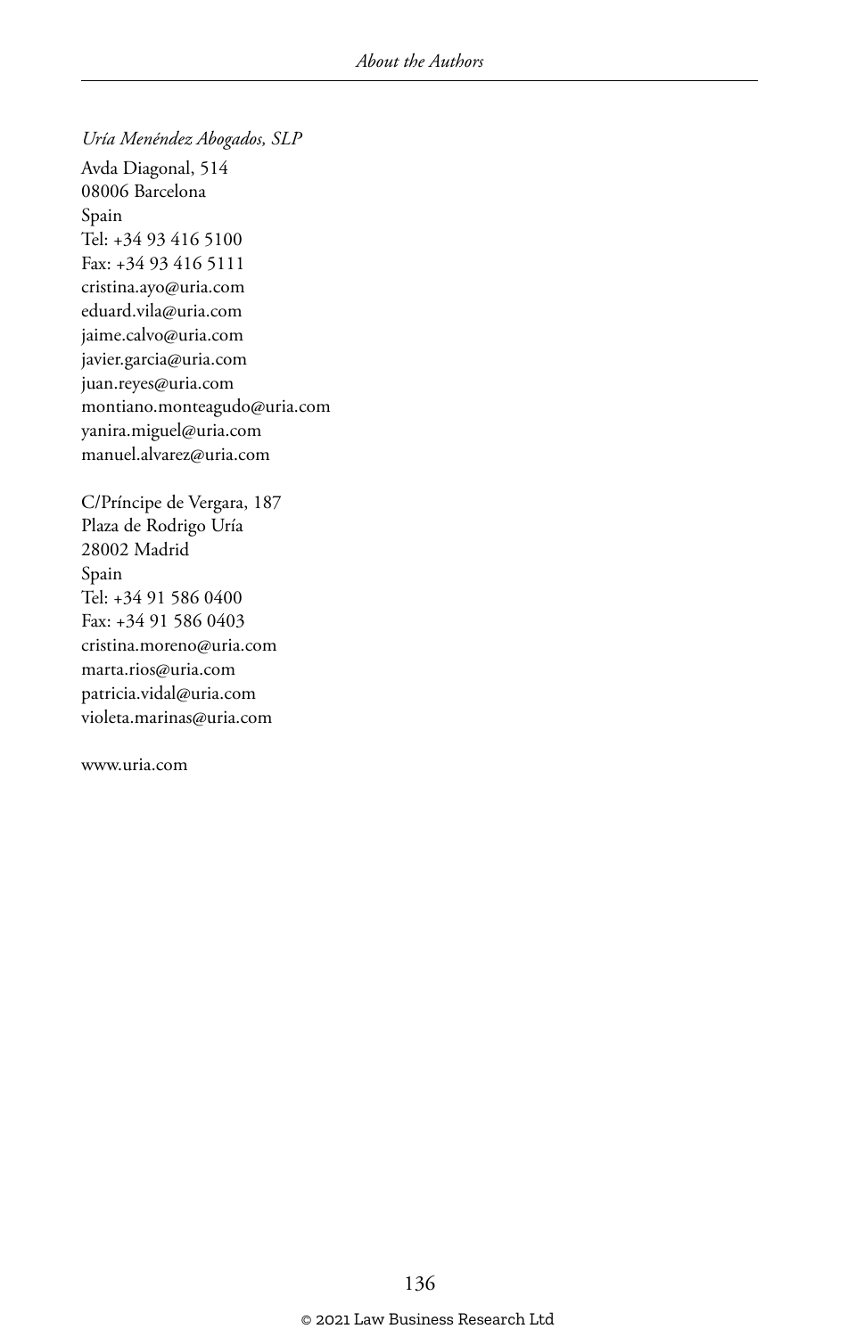*Uría Menéndez Abogados, SLP*

Avda Diagonal, 514
08006 Barcelona
Spain
Tel: +34 93 416 5100
Fax: +34 93 416 5111
cristina.ayo@uria.com
eduard.vila@uria.com
jaime.calvo@uria.com
javier.garcia@uria.com
juan.reyes@uria.com
montiano.monteagudo@uria.com
yanira.miguel@uria.com
manuel.alvarez@uria.com

C/Príncipe de Vergara, 187
Plaza de Rodrigo Uría
28002 Madrid
Spain
Tel: +34 91 586 0400
Fax: +34 91 586 0403
cristina.moreno@uria.com
marta.rios@uria.com
patricia.vidal@uria.com
violeta.marinas@uria.com

www.uria.com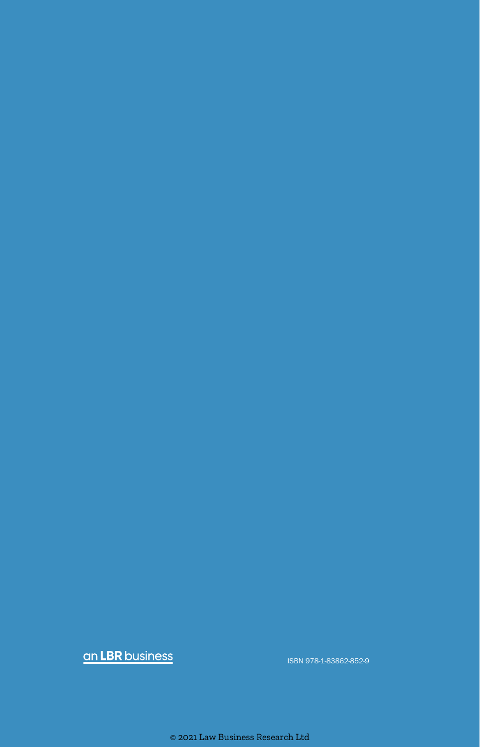an LBR business

ISBN 978-1-83862-852-9

© 2021 Law Business Research Ltd